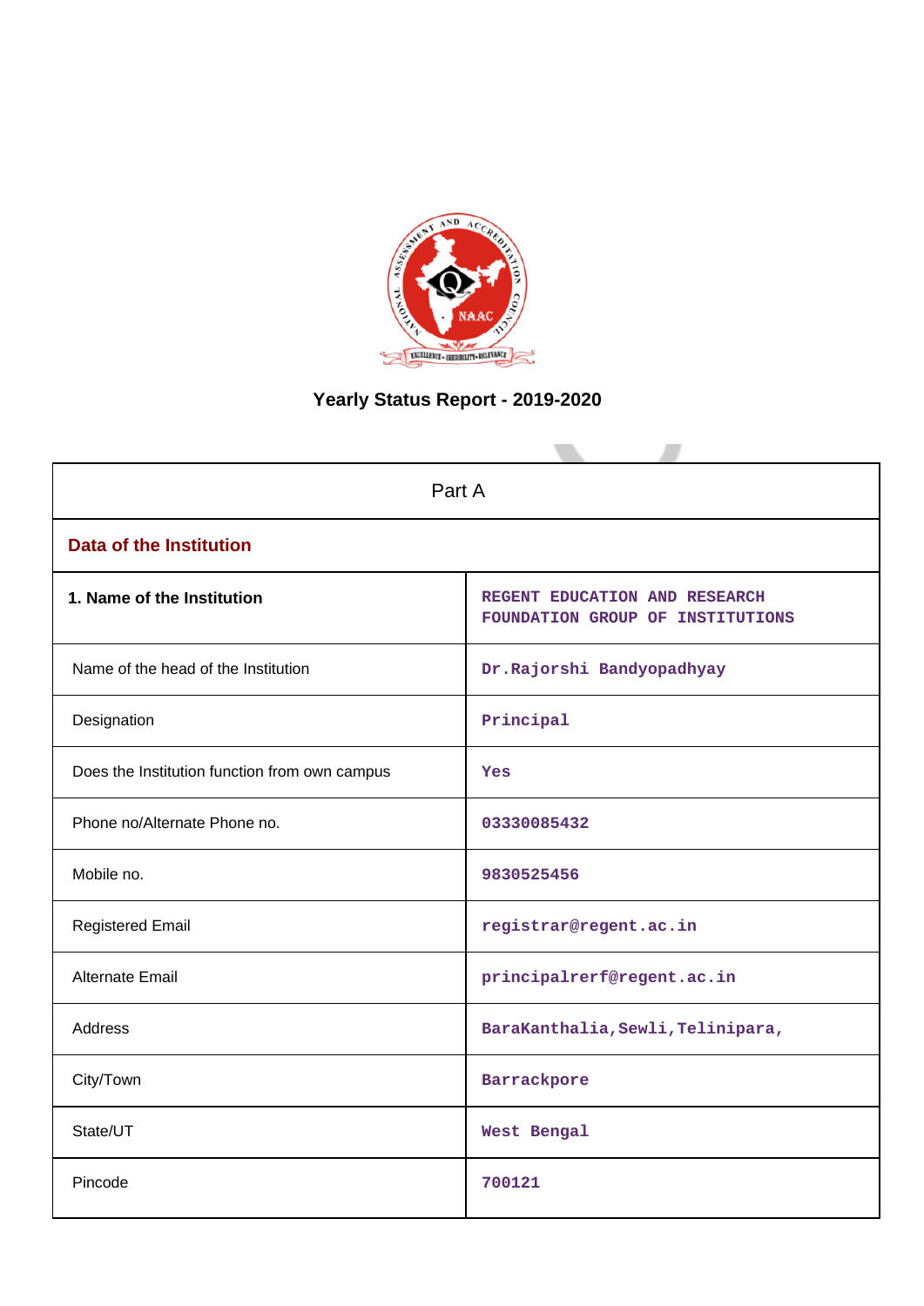# Yearly Status Report - 2019-2020

| Part A | |
|---|---|
| **Data of the Institution** | |
| **1. Name of the Institution** | REGENT EDUCATION AND RESEARCH FOUNDATION GROUP OF INSTITUTIONS |
| Name of the head of the Institution | Dr.Rajorshi Bandyopadhyay |
| Designation | Principal |
| Does the Institution function from own campus | Yes |
| Phone no/Alternate Phone no. | 03330085432 |
| Mobile no. | 9830525456 |
| Registered Email | registrar@regent.ac.in |
| Alternate Email | principalrerf@regent.ac.in |
| Address | BaraKanthalia,Sewli,Telinipara, |
| City/Town | Barrackpore |
| State/UT | West Bengal |
| Pincode | 700121 |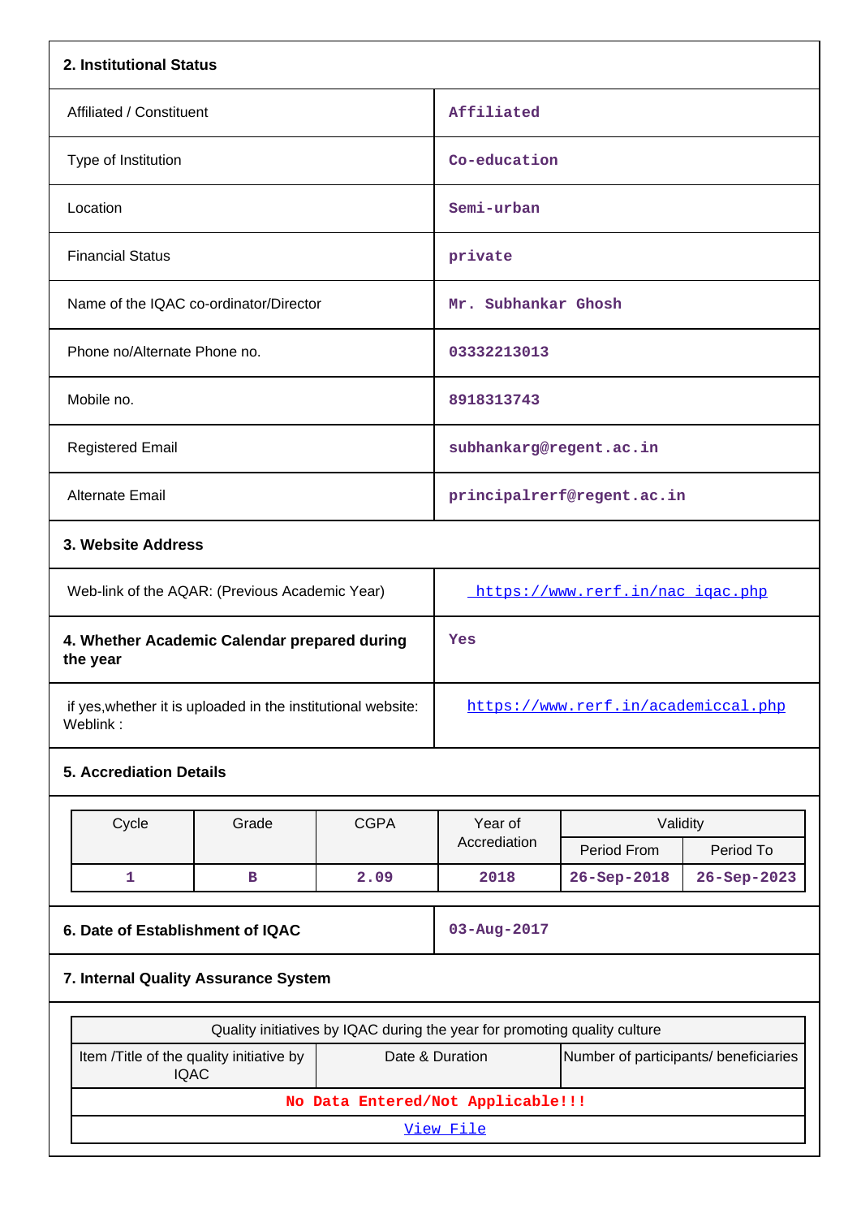## 2. Institutional Status

| | |
|---|---|
| Affiliated / Constituent | Affiliated |
| Type of Institution | Co-education |
| Location | Semi-urban |
| Financial Status | private |
| Name of the IQAC co-ordinator/Director | Mr. Subhankar Ghosh |
| Phone no/Alternate Phone no. | 03332213013 |
| Mobile no. | 8918313743 |
| Registered Email | subhankarg@regent.ac.in |
| Alternate Email | principalrerf@regent.ac.in |

## 3. Website Address

| | |
|---|---|
| Web-link of the AQAR: (Previous Academic Year) | https://www.rerf.in/nac_iqac.php |

| | |
|---|---|
| **4. Whether Academic Calendar prepared during the year** | Yes |
| if yes,whether it is uploaded in the institutional website: Weblink : | https://www.rerf.in/academiccal.php |

## 5. Accreditation Details

| Cycle | Grade | CGPA | Year of Accreditation | Validity | |
|---|---|---|---|---|---|
| | | | | Period From | Period To |
| 1 | B | 2.09 | 2018 | 26-Sep-2018 | 26-Sep-2023 |

| | |
|---|---|
| **6. Date of Establishment of IQAC** | 03-Aug-2017 |

## 7. Internal Quality Assurance System

| Quality initiatives by IQAC during the year for promoting quality culture | | |
|---|---|---|
| Item /Title of the quality initiative by IQAC | Date & Duration | Number of participants/ beneficiaries |
| No Data Entered/Not Applicable!!! | | |
| View File | | |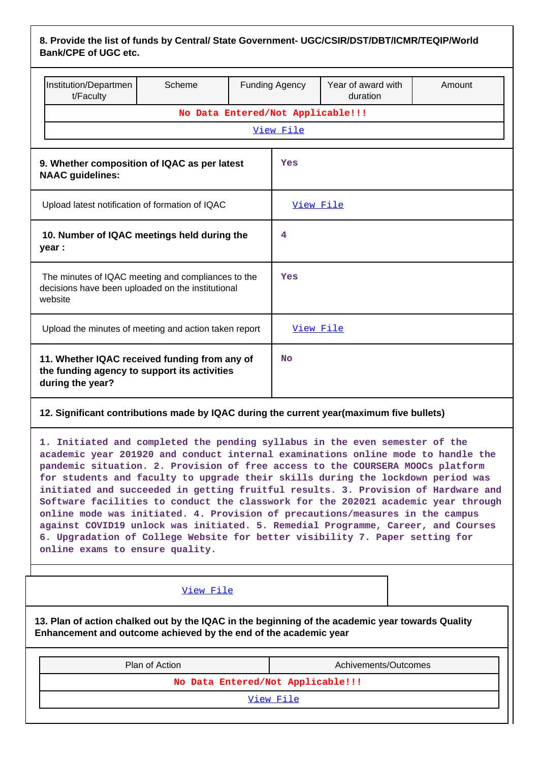**8. Provide the list of funds by Central/ State Government- UGC/CSIR/DST/DBT/ICMR/TEQIP/World Bank/CPE of UGC etc.**

| Institution/Department/Faculty | Scheme | Funding Agency | Year of award with duration | Amount |
|---|---|---|---|---|
| No Data Entered/Not Applicable!!! | | | | |
| View File | | | | |

| | |
|---|---|
| **9. Whether composition of IQAC as per latest NAAC guidelines:** | Yes |
| Upload latest notification of formation of IQAC | View File |
| **10. Number of IQAC meetings held during the year :** | 4 |
| The minutes of IQAC meeting and compliances to the decisions have been uploaded on the institutional website | Yes |
| Upload the minutes of meeting and action taken report | View File |
| **11. Whether IQAC received funding from any of the funding agency to support its activities during the year?** | No |

**12. Significant contributions made by IQAC during the current year(maximum five bullets)**

1. Initiated and completed the pending syllabus in the even semester of the academic year 201920 and conduct internal examinations online mode to handle the pandemic situation. 2. Provision of free access to the COURSERA MOOCs platform for students and faculty to upgrade their skills during the lockdown period was initiated and succeeded in getting fruitful results. 3. Provision of Hardware and Software facilities to conduct the classwork for the 202021 academic year through online mode was initiated. 4. Provision of precautions/measures in the campus against COVID19 unlock was initiated. 5. Remedial Programme, Career, and Courses 6. Upgradation of College Website for better visibility 7. Paper setting for online exams to ensure quality.

View File

**13. Plan of action chalked out by the IQAC in the beginning of the academic year towards Quality Enhancement and outcome achieved by the end of the academic year**

| Plan of Action | Achivements/Outcomes |
|---|---|
| No Data Entered/Not Applicable!!! | |
| View File | |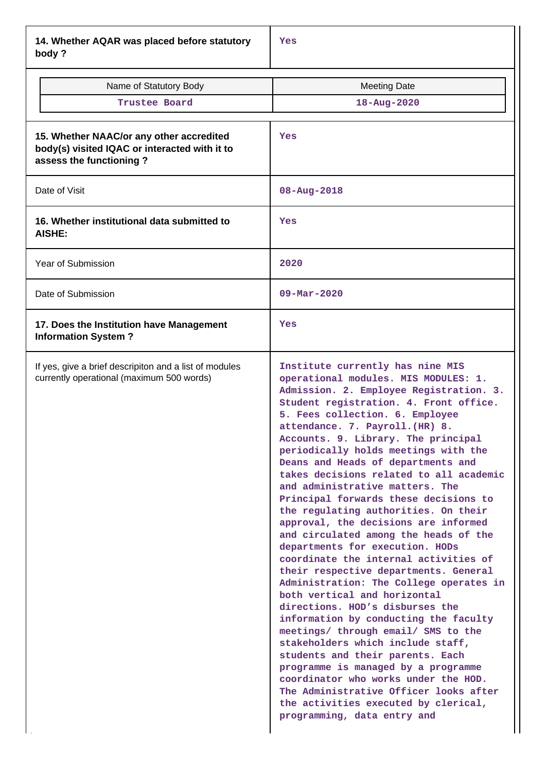| | |
|---|---|
| **14. Whether AQAR was placed before statutory body ?** | Yes |

| Name of Statutory Body | Meeting Date |
|---|---|
| Trustee Board | 18-Aug-2020 |

| | |
|---|---|
| **15. Whether NAAC/or any other accredited body(s) visited IQAC or interacted with it to assess the functioning ?** | Yes |
| Date of Visit | 08-Aug-2018 |
| **16. Whether institutional data submitted to AISHE:** | Yes |
| Year of Submission | 2020 |
| Date of Submission | 09-Mar-2020 |
| **17. Does the Institution have Management Information System ?** | Yes |
| If yes, give a brief descripiton and a list of modules currently operational (maximum 500 words) | Institute currently has nine MIS operational modules. MIS MODULES: 1. Admission. 2. Employee Registration. 3. Student registration. 4. Front office. 5. Fees collection. 6. Employee attendance. 7. Payroll.(HR) 8. Accounts. 9. Library. The principal periodically holds meetings with the Deans and Heads of departments and takes decisions related to all academic and administrative matters. The Principal forwards these decisions to the regulating authorities. On their approval, the decisions are informed and circulated among the heads of the departments for execution. HODs coordinate the internal activities of their respective departments. General Administration: The College operates in both vertical and horizontal directions. HOD’s disburses the information by conducting the faculty meetings/ through email/ SMS to the stakeholders which include staff, students and their parents. Each programme is managed by a programme coordinator who works under the HOD. The Administrative Officer looks after the activities executed by clerical, programming, data entry and |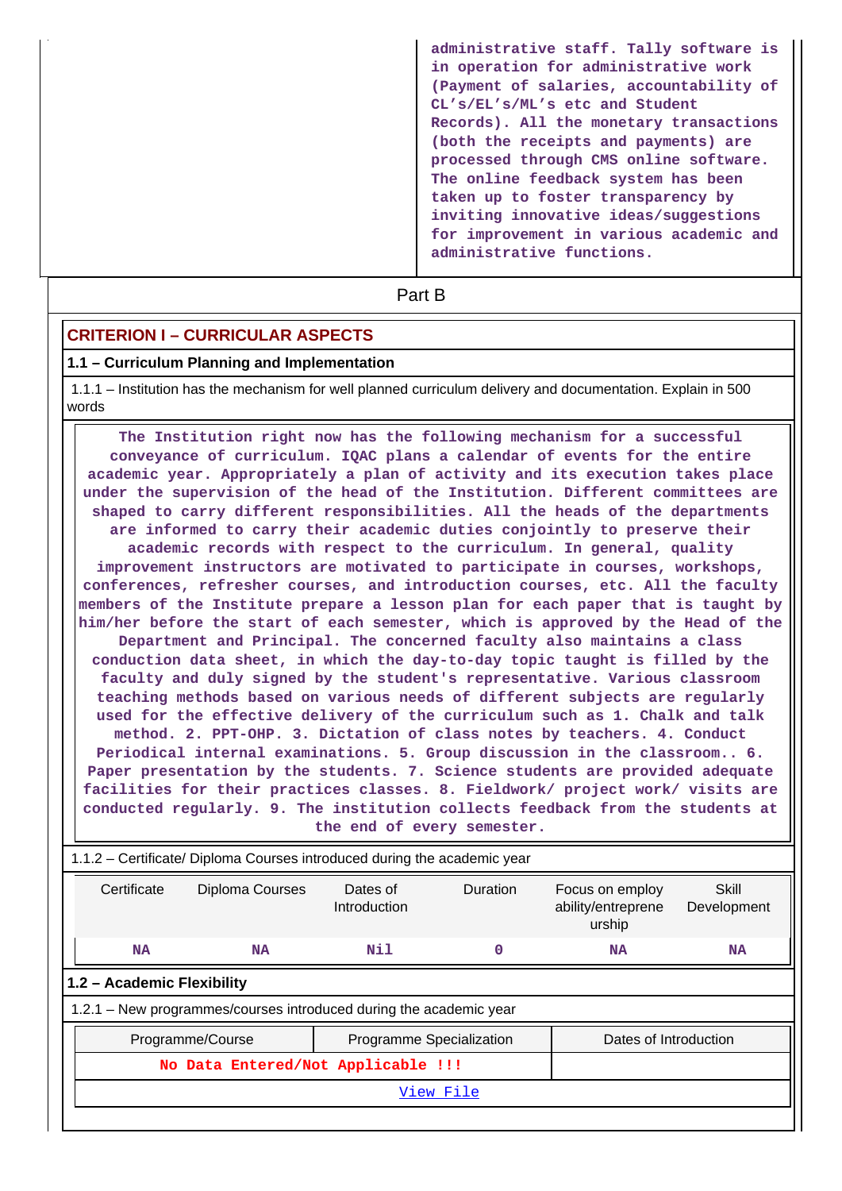administrative staff. Tally software is in operation for administrative work (Payment of salaries, accountability of CL's/EL's/ML's etc and Student Records). All the monetary transactions (both the receipts and payments) are processed through CMS online software. The online feedback system has been taken up to foster transparency by inviting innovative ideas/suggestions for improvement in various academic and administrative functions.

Part B

## CRITERION I – CURRICULAR ASPECTS

### 1.1 – Curriculum Planning and Implementation

1.1.1 – Institution has the mechanism for well planned curriculum delivery and documentation. Explain in 500 words

The Institution right now has the following mechanism for a successful conveyance of curriculum. IQAC plans a calendar of events for the entire academic year. Appropriately a plan of activity and its execution takes place under the supervision of the head of the Institution. Different committees are shaped to carry different responsibilities. All the heads of the departments are informed to carry their academic duties conjointly to preserve their academic records with respect to the curriculum. In general, quality improvement instructors are motivated to participate in courses, workshops, conferences, refresher courses, and introduction courses, etc. All the faculty members of the Institute prepare a lesson plan for each paper that is taught by him/her before the start of each semester, which is approved by the Head of the Department and Principal. The concerned faculty also maintains a class conduction data sheet, in which the day-to-day topic taught is filled by the faculty and duly signed by the student's representative. Various classroom teaching methods based on various needs of different subjects are regularly used for the effective delivery of the curriculum such as 1. Chalk and talk method. 2. PPT-OHP. 3. Dictation of class notes by teachers. 4. Conduct Periodical internal examinations. 5. Group discussion in the classroom.. 6. Paper presentation by the students. 7. Science students are provided adequate facilities for their practices classes. 8. Fieldwork/ project work/ visits are conducted regularly. 9. The institution collects feedback from the students at the end of every semester.

1.1.2 – Certificate/ Diploma Courses introduced during the academic year

| Certificate | Diploma Courses | Dates of Introduction | Duration | Focus on employ ability/entreprene urship | Skill Development |
|---|---|---|---|---|---|
| NA | NA | Nil | 0 | NA | NA |

### 1.2 – Academic Flexibility

1.2.1 – New programmes/courses introduced during the academic year

| Programme/Course | Programme Specialization | Dates of Introduction |
|---|---|---|
| No Data Entered/Not Applicable !!! | | |

View File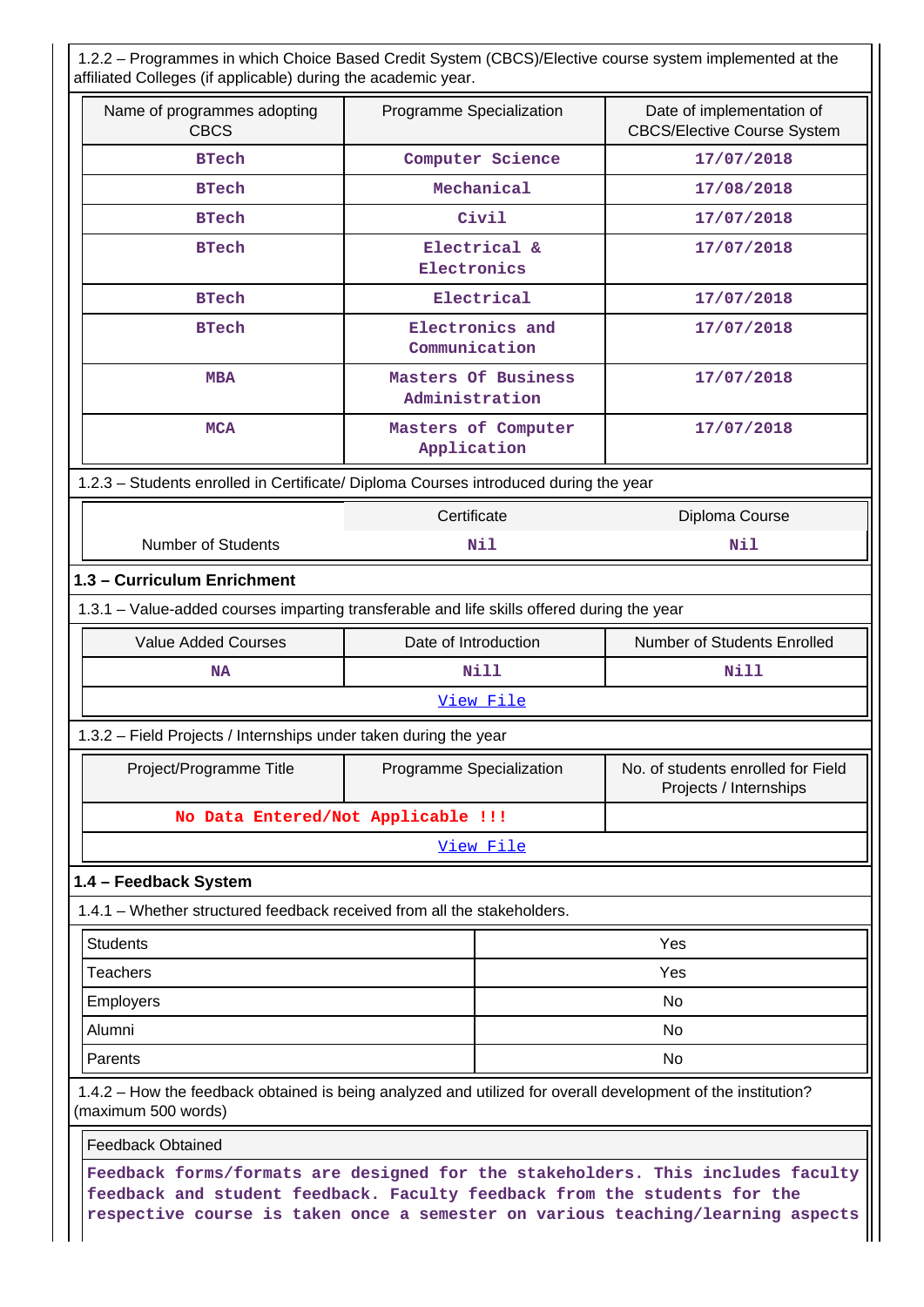1.2.2 – Programmes in which Choice Based Credit System (CBCS)/Elective course system implemented at the affiliated Colleges (if applicable) during the academic year.

| Name of programmes adopting CBCS | Programme Specialization | Date of implementation of CBCS/Elective Course System |
|---|---|---|
| BTech | Computer Science | 17/07/2018 |
| BTech | Mechanical | 17/08/2018 |
| BTech | Civil | 17/07/2018 |
| BTech | Electrical & Electronics | 17/07/2018 |
| BTech | Electrical | 17/07/2018 |
| BTech | Electronics and Communication | 17/07/2018 |
| MBA | Masters Of Business Administration | 17/07/2018 |
| MCA | Masters of Computer Application | 17/07/2018 |

1.2.3 – Students enrolled in Certificate/ Diploma Courses introduced during the year

| | Certificate | Diploma Course |
|---|---|---|
| Number of Students | Nil | Nil |

## 1.3 – Curriculum Enrichment

1.3.1 – Value-added courses imparting transferable and life skills offered during the year

| Value Added Courses | Date of Introduction | Number of Students Enrolled |
|---|---|---|
| NA | Nill | Nill |

View File

1.3.2 – Field Projects / Internships under taken during the year

| Project/Programme Title | Programme Specialization | No. of students enrolled for Field Projects / Internships |
|---|---|---|
| No Data Entered/Not Applicable !!! | | |

View File

## 1.4 – Feedback System

1.4.1 – Whether structured feedback received from all the stakeholders.

| | |
|---|---|
| Students | Yes |
| Teachers | Yes |
| Employers | No |
| Alumni | No |
| Parents | No |

1.4.2 – How the feedback obtained is being analyzed and utilized for overall development of the institution? (maximum 500 words)

Feedback Obtained

Feedback forms/formats are designed for the stakeholders. This includes faculty feedback and student feedback. Faculty feedback from the students for the respective course is taken once a semester on various teaching/learning aspects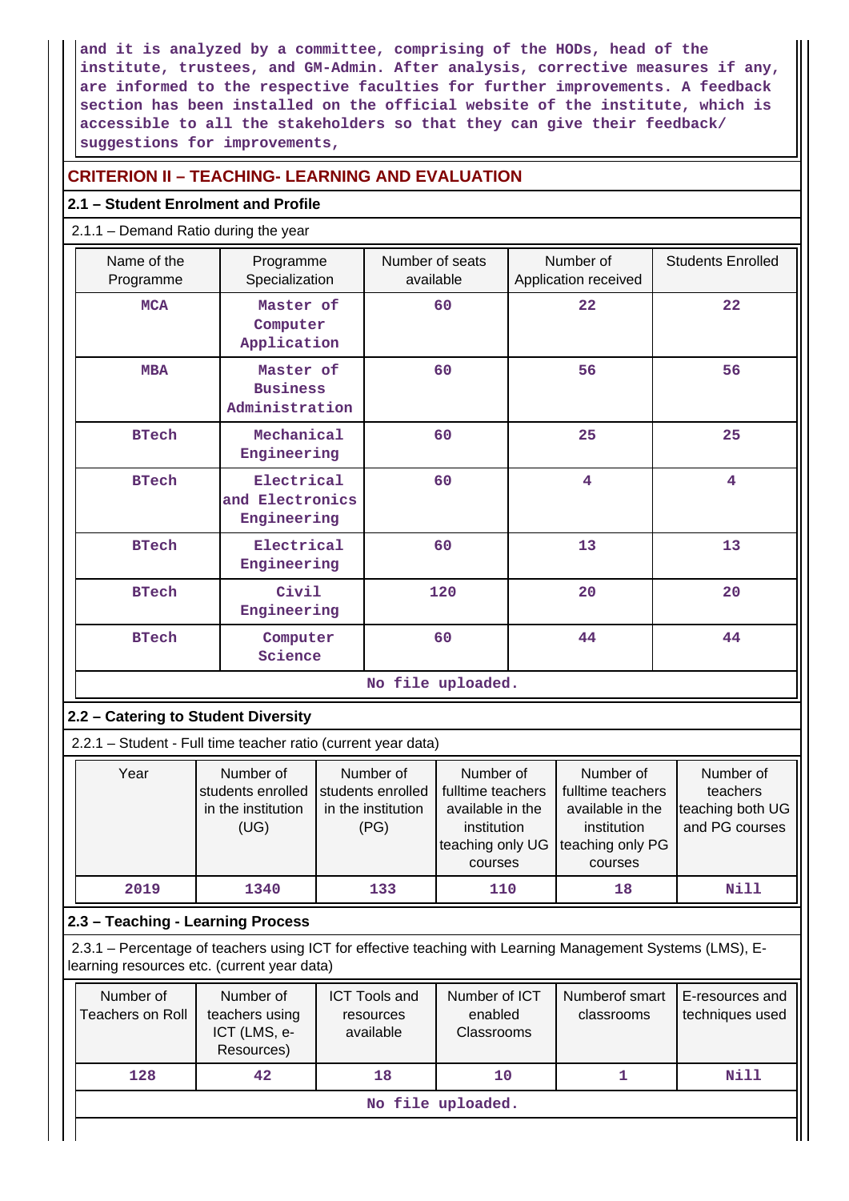**and it is analyzed by a committee, comprising of the HODs, head of the institute, trustees, and GM-Admin. After analysis, corrective measures if any, are informed to the respective faculties for further improvements. A feedback section has been installed on the official website of the institute, which is accessible to all the stakeholders so that they can give their feedback/ suggestions for improvements,**

## CRITERION II – TEACHING- LEARNING AND EVALUATION

### 2.1 – Student Enrolment and Profile

2.1.1 – Demand Ratio during the year

| Name of the Programme | Programme Specialization | Number of seats available | Number of Application received | Students Enrolled |
|---|---|---|---|---|
| MCA | Master of Computer Application | 60 | 22 | 22 |
| MBA | Master of Business Administration | 60 | 56 | 56 |
| BTech | Mechanical Engineering | 60 | 25 | 25 |
| BTech | Electrical and Electronics Engineering | 60 | 4 | 4 |
| BTech | Electrical Engineering | 60 | 13 | 13 |
| BTech | Civil Engineering | 120 | 20 | 20 |
| BTech | Computer Science | 60 | 44 | 44 |

No file uploaded.

### 2.2 – Catering to Student Diversity

2.2.1 – Student - Full time teacher ratio (current year data)

| Year | Number of students enrolled in the institution (UG) | Number of students enrolled in the institution (PG) | Number of fulltime teachers available in the institution teaching only UG courses | Number of fulltime teachers available in the institution teaching only PG courses | Number of teachers teaching both UG and PG courses |
|---|---|---|---|---|---|
| 2019 | 1340 | 133 | 110 | 18 | Nill |

### 2.3 – Teaching - Learning Process

2.3.1 – Percentage of teachers using ICT for effective teaching with Learning Management Systems (LMS), E-learning resources etc. (current year data)

| Number of Teachers on Roll | Number of teachers using ICT (LMS, e-Resources) | ICT Tools and resources available | Number of ICT enabled Classrooms | Numberof smart classrooms | E-resources and techniques used |
|---|---|---|---|---|---|
| 128 | 42 | 18 | 10 | 1 | Nill |

No file uploaded.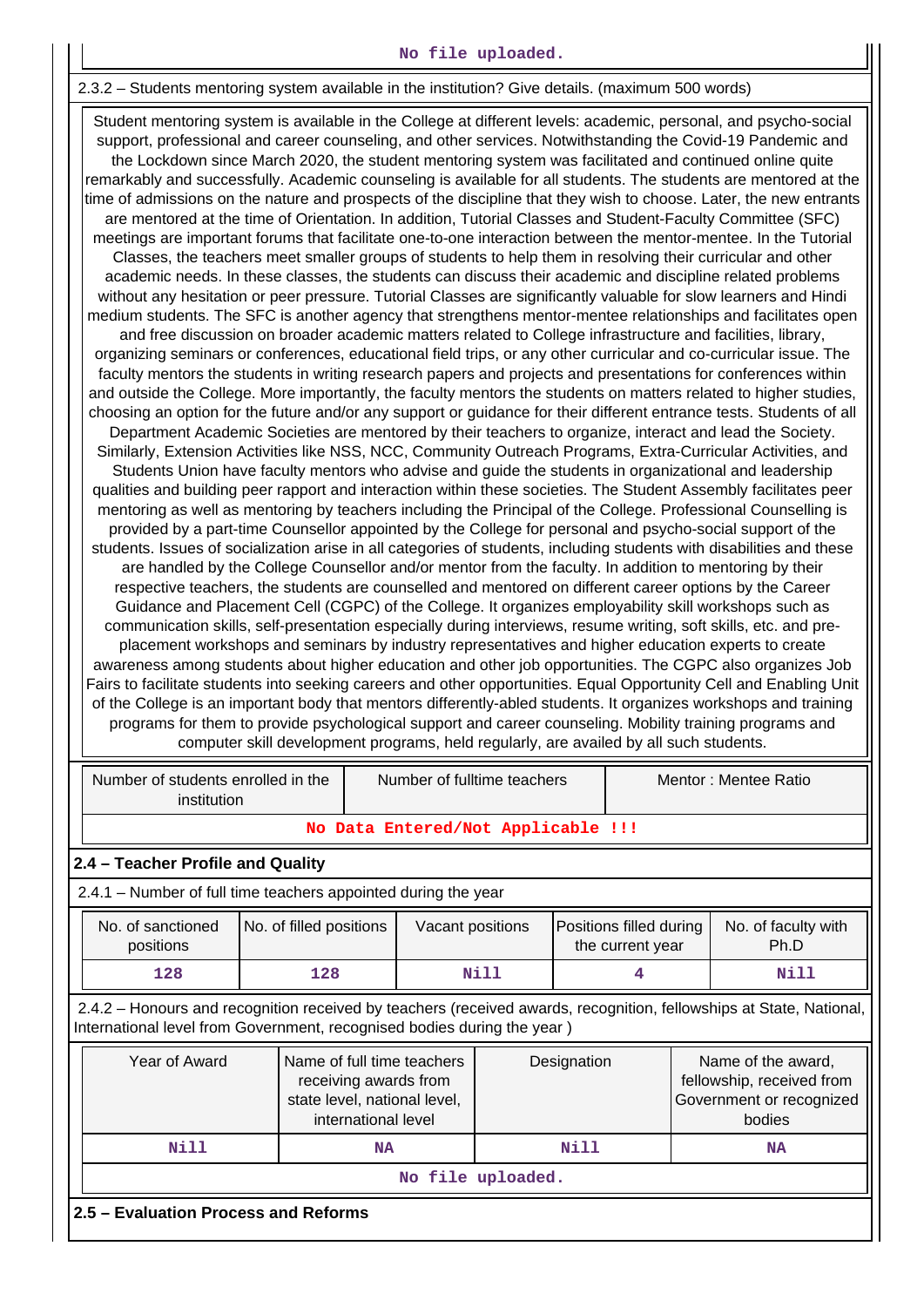No file uploaded.

2.3.2 – Students mentoring system available in the institution? Give details. (maximum 500 words)

Student mentoring system is available in the College at different levels: academic, personal, and psycho-social support, professional and career counseling, and other services. Notwithstanding the Covid-19 Pandemic and the Lockdown since March 2020, the student mentoring system was facilitated and continued online quite remarkably and successfully. Academic counseling is available for all students. The students are mentored at the time of admissions on the nature and prospects of the discipline that they wish to choose. Later, the new entrants are mentored at the time of Orientation. In addition, Tutorial Classes and Student-Faculty Committee (SFC) meetings are important forums that facilitate one-to-one interaction between the mentor-mentee. In the Tutorial Classes, the teachers meet smaller groups of students to help them in resolving their curricular and other academic needs. In these classes, the students can discuss their academic and discipline related problems without any hesitation or peer pressure. Tutorial Classes are significantly valuable for slow learners and Hindi medium students. The SFC is another agency that strengthens mentor-mentee relationships and facilitates open and free discussion on broader academic matters related to College infrastructure and facilities, library, organizing seminars or conferences, educational field trips, or any other curricular and co-curricular issue. The faculty mentors the students in writing research papers and projects and presentations for conferences within and outside the College. More importantly, the faculty mentors the students on matters related to higher studies, choosing an option for the future and/or any support or guidance for their different entrance tests. Students of all Department Academic Societies are mentored by their teachers to organize, interact and lead the Society. Similarly, Extension Activities like NSS, NCC, Community Outreach Programs, Extra-Curricular Activities, and Students Union have faculty mentors who advise and guide the students in organizational and leadership qualities and building peer rapport and interaction within these societies. The Student Assembly facilitates peer mentoring as well as mentoring by teachers including the Principal of the College. Professional Counselling is provided by a part-time Counsellor appointed by the College for personal and psycho-social support of the students. Issues of socialization arise in all categories of students, including students with disabilities and these are handled by the College Counsellor and/or mentor from the faculty. In addition to mentoring by their respective teachers, the students are counselled and mentored on different career options by the Career Guidance and Placement Cell (CGPC) of the College. It organizes employability skill workshops such as communication skills, self-presentation especially during interviews, resume writing, soft skills, etc. and pre-placement workshops and seminars by industry representatives and higher education experts to create awareness among students about higher education and other job opportunities. The CGPC also organizes Job Fairs to facilitate students into seeking careers and other opportunities. Equal Opportunity Cell and Enabling Unit of the College is an important body that mentors differently-abled students. It organizes workshops and training programs for them to provide psychological support and career counseling. Mobility training programs and computer skill development programs, held regularly, are availed by all such students.

| Number of students enrolled in the institution | Number of fulltime teachers | Mentor : Mentee Ratio |
|---|---|---|
| No Data Entered/Not Applicable !!! | | |

## 2.4 – Teacher Profile and Quality

2.4.1 – Number of full time teachers appointed during the year

| No. of sanctioned positions | No. of filled positions | Vacant positions | Positions filled during the current year | No. of faculty with Ph.D |
|---|---|---|---|---|
| 128 | 128 | Nill | 4 | Nill |

2.4.2 – Honours and recognition received by teachers (received awards, recognition, fellowships at State, National, International level from Government, recognised bodies during the year )

| Year of Award | Name of full time teachers receiving awards from state level, national level, international level | Designation | Name of the award, fellowship, received from Government or recognized bodies |
|---|---|---|---|
| Nill | NA | Nill | NA |

No file uploaded.

## 2.5 – Evaluation Process and Reforms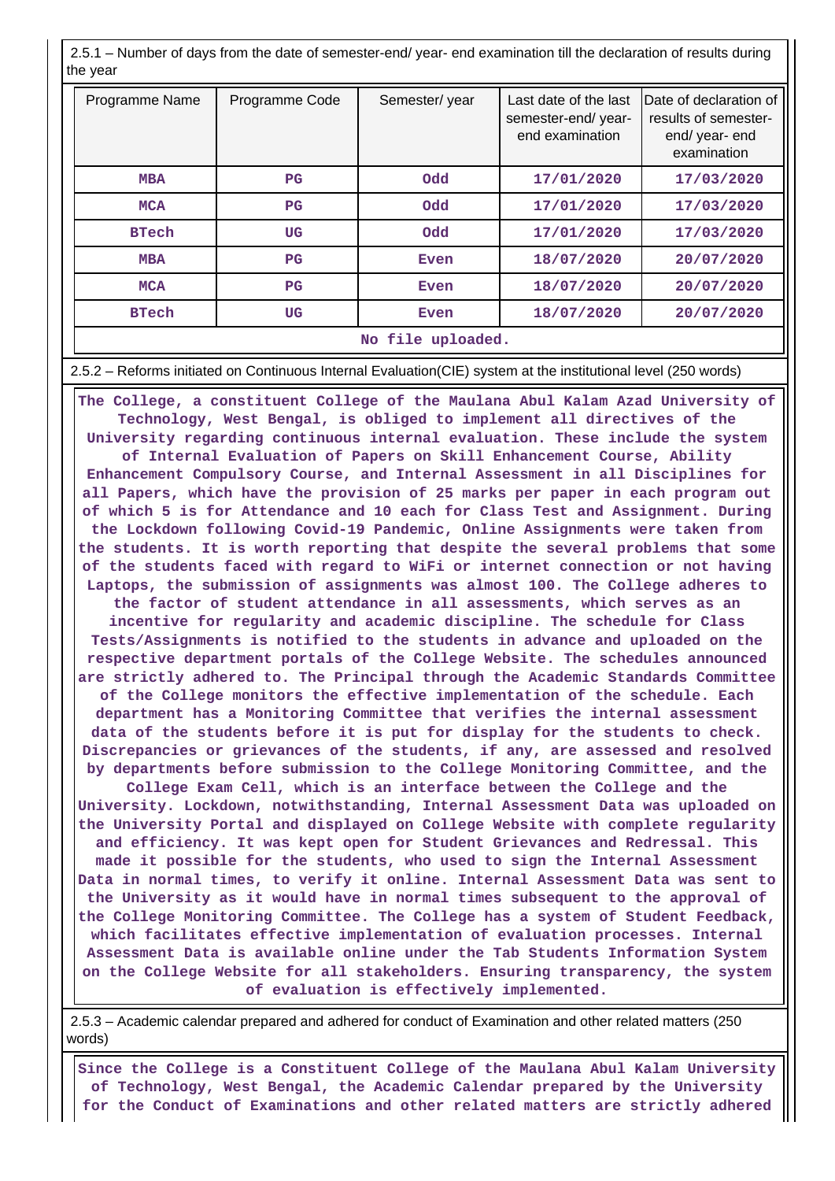2.5.1 – Number of days from the date of semester-end/ year- end examination till the declaration of results during the year

| Programme Name | Programme Code | Semester/ year | Last date of the last semester-end/ year-end examination | Date of declaration of results of semester-end/ year- end examination |
|---|---|---|---|---|
| MBA | PG | Odd | 17/01/2020 | 17/03/2020 |
| MCA | PG | Odd | 17/01/2020 | 17/03/2020 |
| BTech | UG | Odd | 17/01/2020 | 17/03/2020 |
| MBA | PG | Even | 18/07/2020 | 20/07/2020 |
| MCA | PG | Even | 18/07/2020 | 20/07/2020 |
| BTech | UG | Even | 18/07/2020 | 20/07/2020 |
| No file uploaded. | | | | |

2.5.2 – Reforms initiated on Continuous Internal Evaluation(CIE) system at the institutional level (250 words)

The College, a constituent College of the Maulana Abul Kalam Azad University of Technology, West Bengal, is obliged to implement all directives of the University regarding continuous internal evaluation. These include the system of Internal Evaluation of Papers on Skill Enhancement Course, Ability Enhancement Compulsory Course, and Internal Assessment in all Disciplines for all Papers, which have the provision of 25 marks per paper in each program out of which 5 is for Attendance and 10 each for Class Test and Assignment. During the Lockdown following Covid-19 Pandemic, Online Assignments were taken from the students. It is worth reporting that despite the several problems that some of the students faced with regard to WiFi or internet connection or not having Laptops, the submission of assignments was almost 100. The College adheres to the factor of student attendance in all assessments, which serves as an incentive for regularity and academic discipline. The schedule for Class Tests/Assignments is notified to the students in advance and uploaded on the respective department portals of the College Website. The schedules announced are strictly adhered to. The Principal through the Academic Standards Committee of the College monitors the effective implementation of the schedule. Each department has a Monitoring Committee that verifies the internal assessment data of the students before it is put for display for the students to check. Discrepancies or grievances of the students, if any, are assessed and resolved by departments before submission to the College Monitoring Committee, and the College Exam Cell, which is an interface between the College and the University. Lockdown, notwithstanding, Internal Assessment Data was uploaded on the University Portal and displayed on College Website with complete regularity and efficiency. It was kept open for Student Grievances and Redressal. This made it possible for the students, who used to sign the Internal Assessment Data in normal times, to verify it online. Internal Assessment Data was sent to the University as it would have in normal times subsequent to the approval of the College Monitoring Committee. The College has a system of Student Feedback, which facilitates effective implementation of evaluation processes. Internal Assessment Data is available online under the Tab Students Information System on the College Website for all stakeholders. Ensuring transparency, the system of evaluation is effectively implemented.

2.5.3 – Academic calendar prepared and adhered for conduct of Examination and other related matters (250 words)

Since the College is a Constituent College of the Maulana Abul Kalam University of Technology, West Bengal, the Academic Calendar prepared by the University for the Conduct of Examinations and other related matters are strictly adhered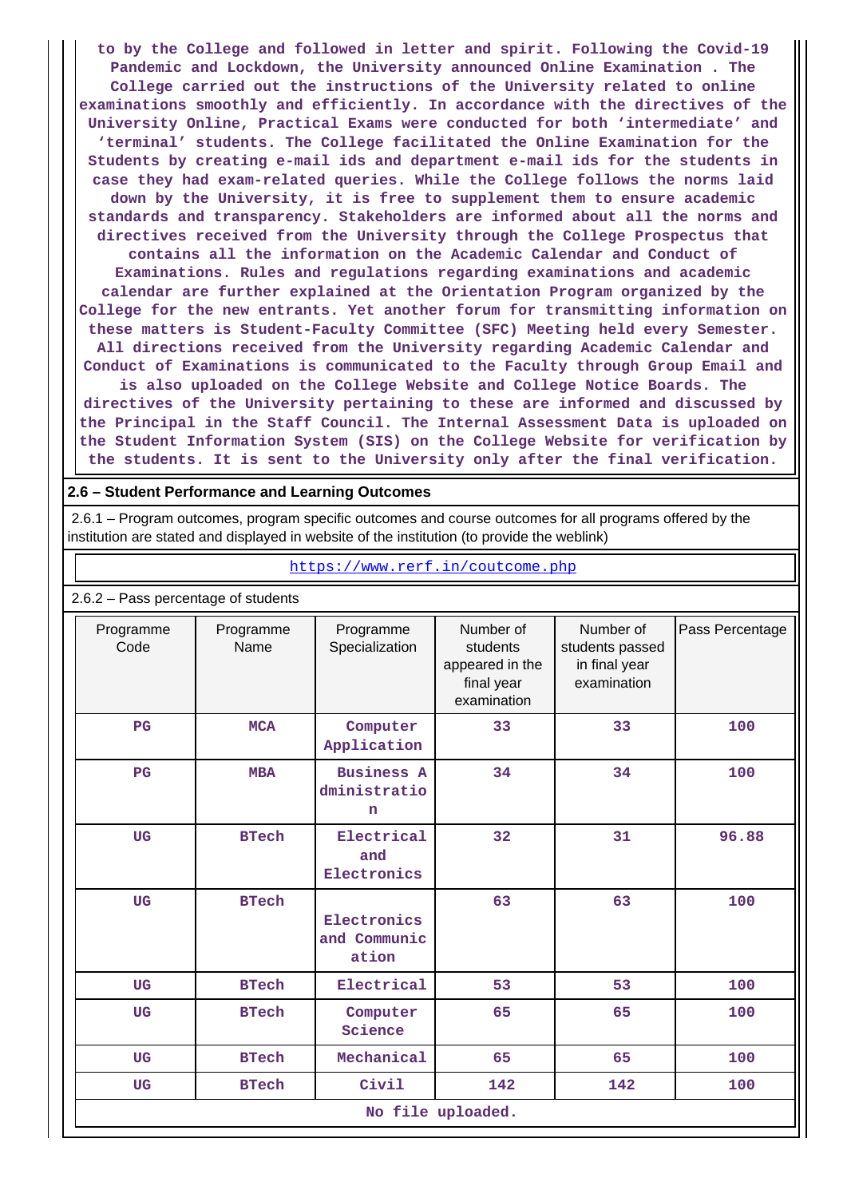to by the College and followed in letter and spirit. Following the Covid-19 Pandemic and Lockdown, the University announced Online Examination . The College carried out the instructions of the University related to online examinations smoothly and efficiently. In accordance with the directives of the University Online, Practical Exams were conducted for both 'intermediate' and 'terminal' students. The College facilitated the Online Examination for the Students by creating e-mail ids and department e-mail ids for the students in case they had exam-related queries. While the College follows the norms laid down by the University, it is free to supplement them to ensure academic standards and transparency. Stakeholders are informed about all the norms and directives received from the University through the College Prospectus that contains all the information on the Academic Calendar and Conduct of Examinations. Rules and regulations regarding examinations and academic calendar are further explained at the Orientation Program organized by the College for the new entrants. Yet another forum for transmitting information on these matters is Student-Faculty Committee (SFC) Meeting held every Semester. All directions received from the University regarding Academic Calendar and Conduct of Examinations is communicated to the Faculty through Group Email and is also uploaded on the College Website and College Notice Boards. The directives of the University pertaining to these are informed and discussed by the Principal in the Staff Council. The Internal Assessment Data is uploaded on the Student Information System (SIS) on the College Website for verification by the students. It is sent to the University only after the final verification.

**2.6 – Student Performance and Learning Outcomes**

2.6.1 – Program outcomes, program specific outcomes and course outcomes for all programs offered by the institution are stated and displayed in website of the institution (to provide the weblink)

https://www.rerf.in/coutcome.php

2.6.2 – Pass percentage of students

| Programme Code | Programme Name | Programme Specialization | Number of students appeared in the final year examination | Number of students passed in final year examination | Pass Percentage |
|---|---|---|---|---|---|
| PG | MCA | Computer Application | 33 | 33 | 100 |
| PG | MBA | Business Administration | 34 | 34 | 100 |
| UG | BTech | Electrical and Electronics | 32 | 31 | 96.88 |
| UG | BTech | Electronics and Communication | 63 | 63 | 100 |
| UG | BTech | Electrical | 53 | 53 | 100 |
| UG | BTech | Computer Science | 65 | 65 | 100 |
| UG | BTech | Mechanical | 65 | 65 | 100 |
| UG | BTech | Civil | 142 | 142 | 100 |

No file uploaded.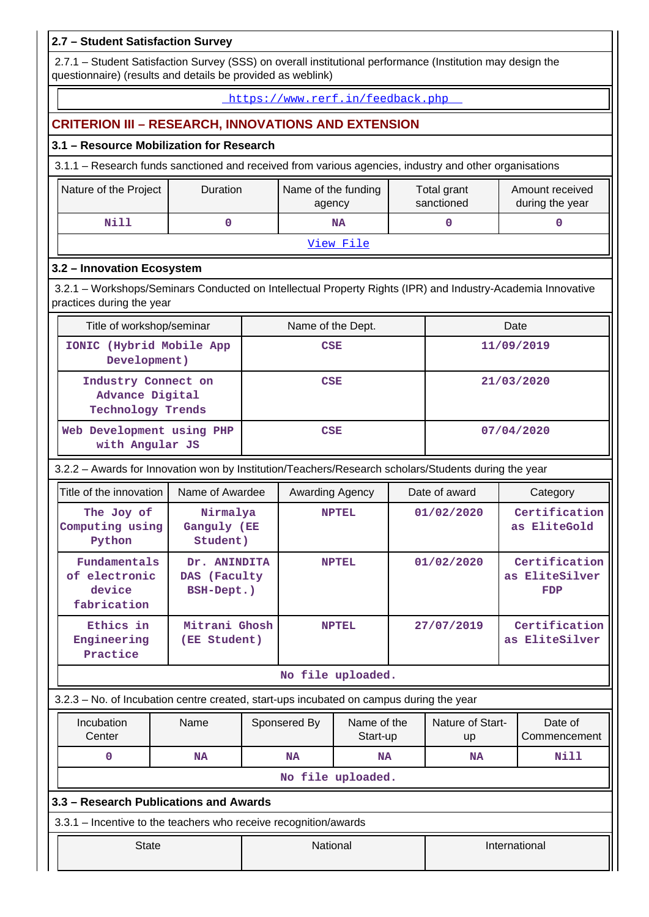### 2.7 – Student Satisfaction Survey

2.7.1 – Student Satisfaction Survey (SSS) on overall institutional performance (Institution may design the questionnaire) (results and details be provided as weblink)

https://www.rerf.in/feedback.php

## CRITERION III – RESEARCH, INNOVATIONS AND EXTENSION

### 3.1 – Resource Mobilization for Research

3.1.1 – Research funds sanctioned and received from various agencies, industry and other organisations

| Nature of the Project | Duration | Name of the funding agency | Total grant sanctioned | Amount received during the year |
|---|---|---|---|---|
| Nill | 0 | NA | 0 | 0 |

View File

### 3.2 – Innovation Ecosystem

3.2.1 – Workshops/Seminars Conducted on Intellectual Property Rights (IPR) and Industry-Academia Innovative practices during the year

| Title of workshop/seminar | Name of the Dept. | Date |
|---|---|---|
| IONIC (Hybrid Mobile App Development) | CSE | 11/09/2019 |
| Industry Connect on Advance Digital Technology Trends | CSE | 21/03/2020 |
| Web Development using PHP with Angular JS | CSE | 07/04/2020 |

3.2.2 – Awards for Innovation won by Institution/Teachers/Research scholars/Students during the year

| Title of the innovation | Name of Awardee | Awarding Agency | Date of award | Category |
|---|---|---|---|---|
| The Joy of Computing using Python | Nirmalya Gangully (EE Student) | NPTEL | 01/02/2020 | Certification as EliteGold |
| Fundamentals of electronic device fabrication | Dr. ANINDITA DAS (Faculty BSH-Dept.) | NPTEL | 01/02/2020 | Certification as EliteSilver FDP |
| Ethics in Engineering Practice | Mitrani Ghosh (EE Student) | NPTEL | 27/07/2019 | Certification as EliteSilver |

No file uploaded.

3.2.3 – No. of Incubation centre created, start-ups incubated on campus during the year

| Incubation Center | Name | Sponsered By | Name of the Start-up | Nature of Start-up | Date of Commencement |
|---|---|---|---|---|---|
| 0 | NA | NA | NA | NA | Nill |

No file uploaded.

### 3.3 – Research Publications and Awards

3.3.1 – Incentive to the teachers who receive recognition/awards

| State | National | International |
|---|---|---|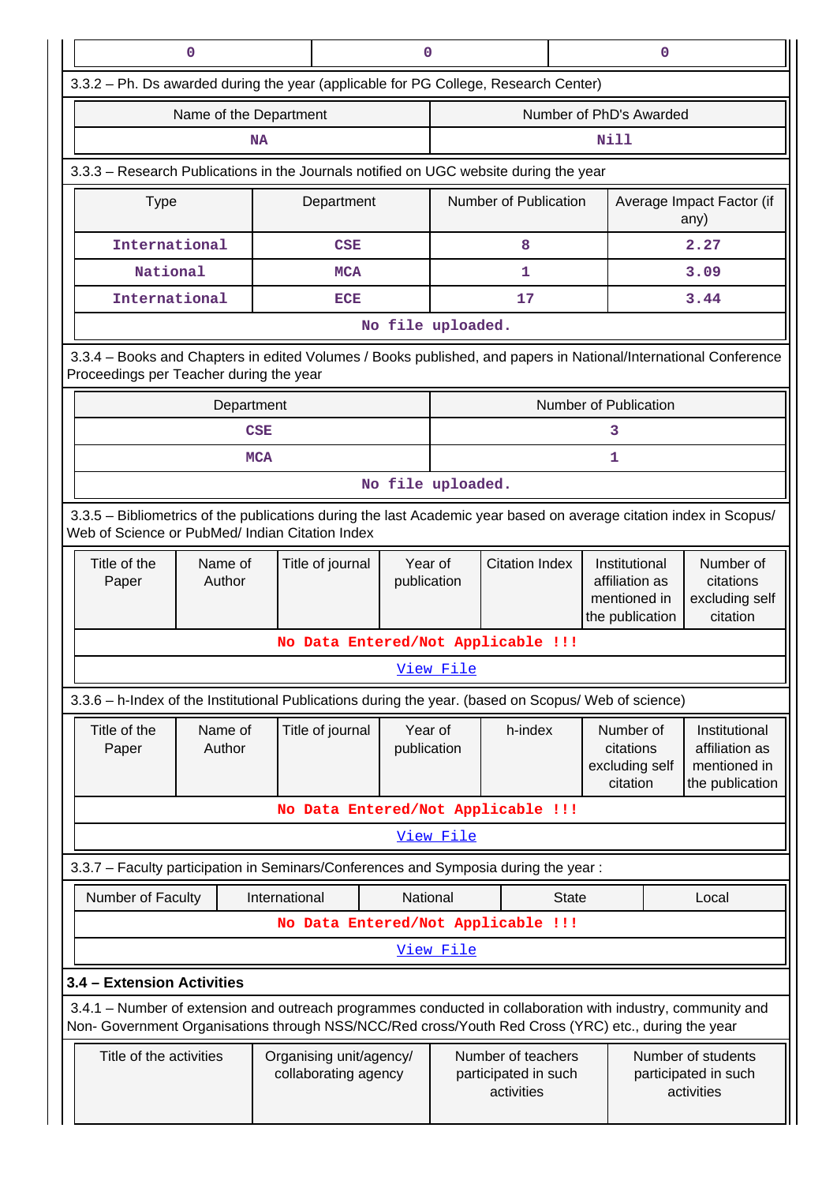| 0 | 0 | 0 |
|---|---|---|

3.3.2 – Ph. Ds awarded during the year (applicable for PG College, Research Center)

| Name of the Department | Number of PhD's Awarded |
|---|---|
| NA | Nill |

3.3.3 – Research Publications in the Journals notified on UGC website during the year

| Type | Department | Number of Publication | Average Impact Factor (if any) |
|---|---|---|---|
| International | CSE | 8 | 2.27 |
| National | MCA | 1 | 3.09 |
| International | ECE | 17 | 3.44 |
| No file uploaded. | | | |

3.3.4 – Books and Chapters in edited Volumes / Books published, and papers in National/International Conference Proceedings per Teacher during the year

| Department | Number of Publication |
|---|---|
| CSE | 3 |
| MCA | 1 |
| No file uploaded. | |

3.3.5 – Bibliometrics of the publications during the last Academic year based on average citation index in Scopus/ Web of Science or PubMed/ Indian Citation Index

| Title of the Paper | Name of Author | Title of journal | Year of publication | Citation Index | Institutional affiliation as mentioned in the publication | Number of citations excluding self citation |
|---|---|---|---|---|---|---|
| No Data Entered/Not Applicable !!! | | | | | | |
| View File | | | | | | |

3.3.6 – h-Index of the Institutional Publications during the year. (based on Scopus/ Web of science)

| Title of the Paper | Name of Author | Title of journal | Year of publication | h-index | Number of citations excluding self citation | Institutional affiliation as mentioned in the publication |
|---|---|---|---|---|---|---|
| No Data Entered/Not Applicable !!! | | | | | | |
| View File | | | | | | |

3.3.7 – Faculty participation in Seminars/Conferences and Symposia during the year :

| Number of Faculty | International | National | State | Local |
|---|---|---|---|---|
| No Data Entered/Not Applicable !!! | | | | |
| View File | | | | |

**3.4 – Extension Activities**

3.4.1 – Number of extension and outreach programmes conducted in collaboration with industry, community and Non- Government Organisations through NSS/NCC/Red cross/Youth Red Cross (YRC) etc., during the year

| Title of the activities | Organising unit/agency/ collaborating agency | Number of teachers participated in such activities | Number of students participated in such activities |
|---|---|---|---|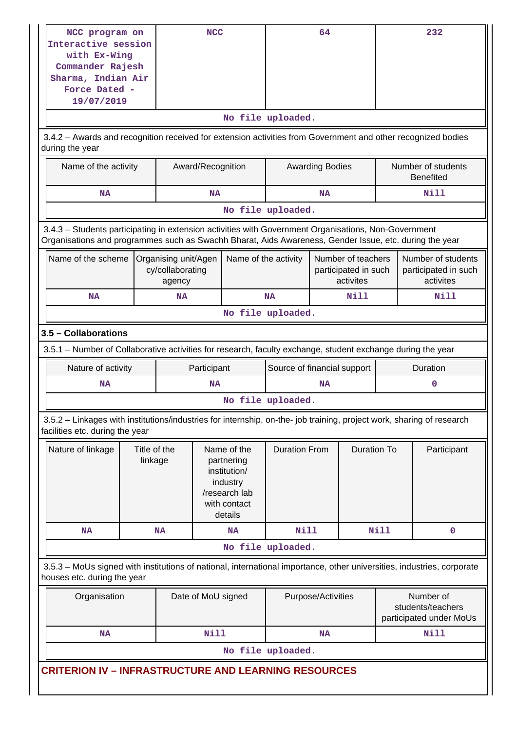| NCC program on Interactive session with Ex-Wing Commander Rajesh Sharma, Indian Air Force Dated - 19/07/2019 | NCC | 64 | 232 |
|---|---|---|---|

No file uploaded.

3.4.2 – Awards and recognition received for extension activities from Government and other recognized bodies during the year

| Name of the activity | Award/Recognition | Awarding Bodies | Number of students Benefited |
|---|---|---|---|
| NA | NA | NA | Nill |

No file uploaded.

3.4.3 – Students participating in extension activities with Government Organisations, Non-Government Organisations and programmes such as Swachh Bharat, Aids Awareness, Gender Issue, etc. during the year

| Name of the scheme | Organising unit/Agency/collaborating agency | Name of the activity | Number of teachers participated in such activites | Number of students participated in such activites |
|---|---|---|---|---|
| NA | NA | NA | Nill | Nill |

No file uploaded.

### 3.5 – Collaborations

3.5.1 – Number of Collaborative activities for research, faculty exchange, student exchange during the year

| Nature of activity | Participant | Source of financial support | Duration |
|---|---|---|---|
| NA | NA | NA | 0 |

No file uploaded.

3.5.2 – Linkages with institutions/industries for internship, on-the- job training, project work, sharing of research facilities etc. during the year

| Nature of linkage | Title of the linkage | Name of the partnering institution/ industry /research lab with contact details | Duration From | Duration To | Participant |
|---|---|---|---|---|---|
| NA | NA | NA | Nill | Nill | 0 |

No file uploaded.

3.5.3 – MoUs signed with institutions of national, international importance, other universities, industries, corporate houses etc. during the year

| Organisation | Date of MoU signed | Purpose/Activities | Number of students/teachers participated under MoUs |
|---|---|---|---|
| NA | Nill | NA | Nill |

No file uploaded.

## CRITERION IV – INFRASTRUCTURE AND LEARNING RESOURCES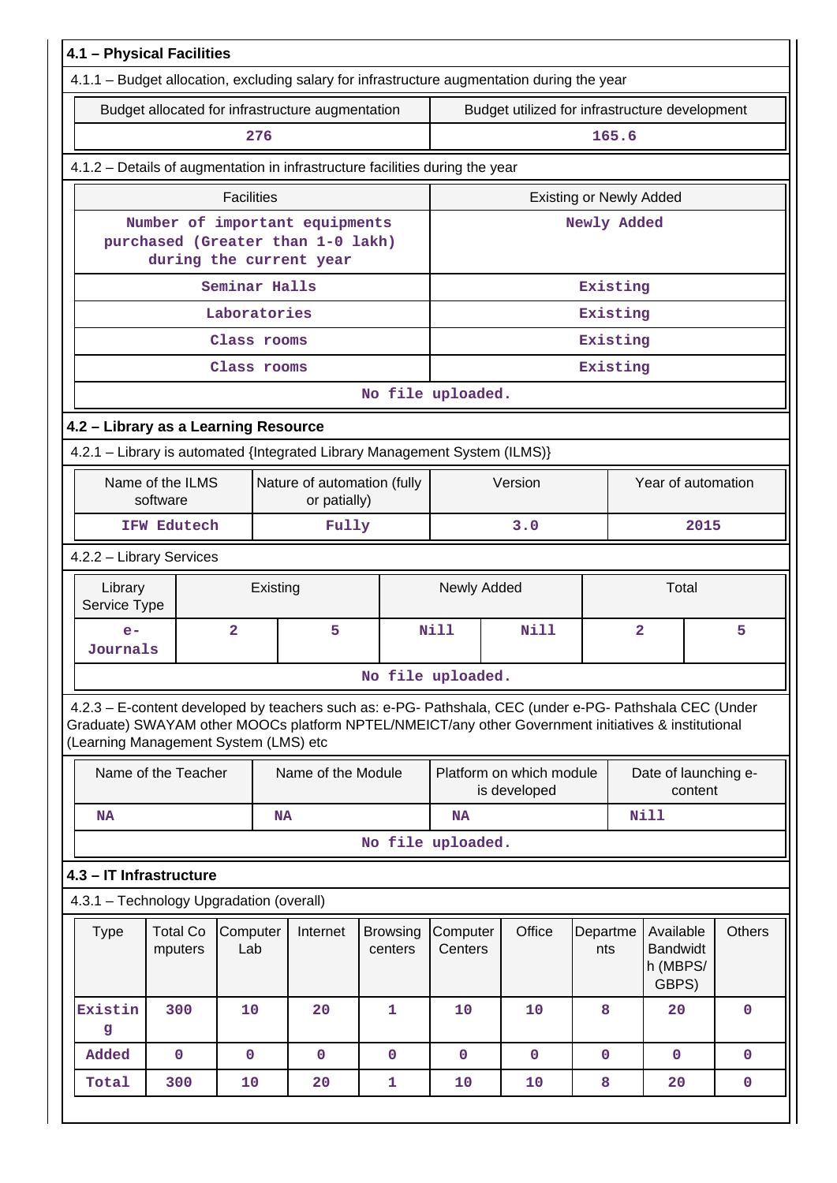## 4.1 – Physical Facilities

4.1.1 – Budget allocation, excluding salary for infrastructure augmentation during the year

| Budget allocated for infrastructure augmentation | Budget utilized for infrastructure development |
|---|---|
| 276 | 165.6 |

4.1.2 – Details of augmentation in infrastructure facilities during the year

| Facilities | Existing or Newly Added |
|---|---|
| Number of important equipments purchased (Greater than 1-0 lakh) during the current year | Newly Added |
| Seminar Halls | Existing |
| Laboratories | Existing |
| Class rooms | Existing |
| Class rooms | Existing |

No file uploaded.

## 4.2 – Library as a Learning Resource

4.2.1 – Library is automated {Integrated Library Management System (ILMS)}

| Name of the ILMS software | Nature of automation (fully or patially) | Version | Year of automation |
|---|---|---|---|
| IFW Edutech | Fully | 3.0 | 2015 |

4.2.2 – Library Services

| Library Service Type | Existing | | Newly Added | | Total | |
|---|---|---|---|---|---|---|
| e-Journals | 2 | 5 | Nill | Nill | 2 | 5 |

No file uploaded.

4.2.3 – E-content developed by teachers such as: e-PG- Pathshala, CEC (under e-PG- Pathshala CEC (Under Graduate) SWAYAM other MOOCs platform NPTEL/NMEICT/any other Government initiatives & institutional (Learning Management System (LMS) etc

| Name of the Teacher | Name of the Module | Platform on which module is developed | Date of launching e-content |
|---|---|---|---|
| NA | NA | NA | Nill |

No file uploaded.

## 4.3 – IT Infrastructure

4.3.1 – Technology Upgradation (overall)

| Type | Total Computers | Computer Lab | Internet | Browsing centers | Computer Centers | Office | Departments | Available Bandwidth (MBPS/ GBPS) | Others |
|---|---|---|---|---|---|---|---|---|---|
| Existing | 300 | 10 | 20 | 1 | 10 | 10 | 8 | 20 | 0 |
| Added | 0 | 0 | 0 | 0 | 0 | 0 | 0 | 0 | 0 |
| Total | 300 | 10 | 20 | 1 | 10 | 10 | 8 | 20 | 0 |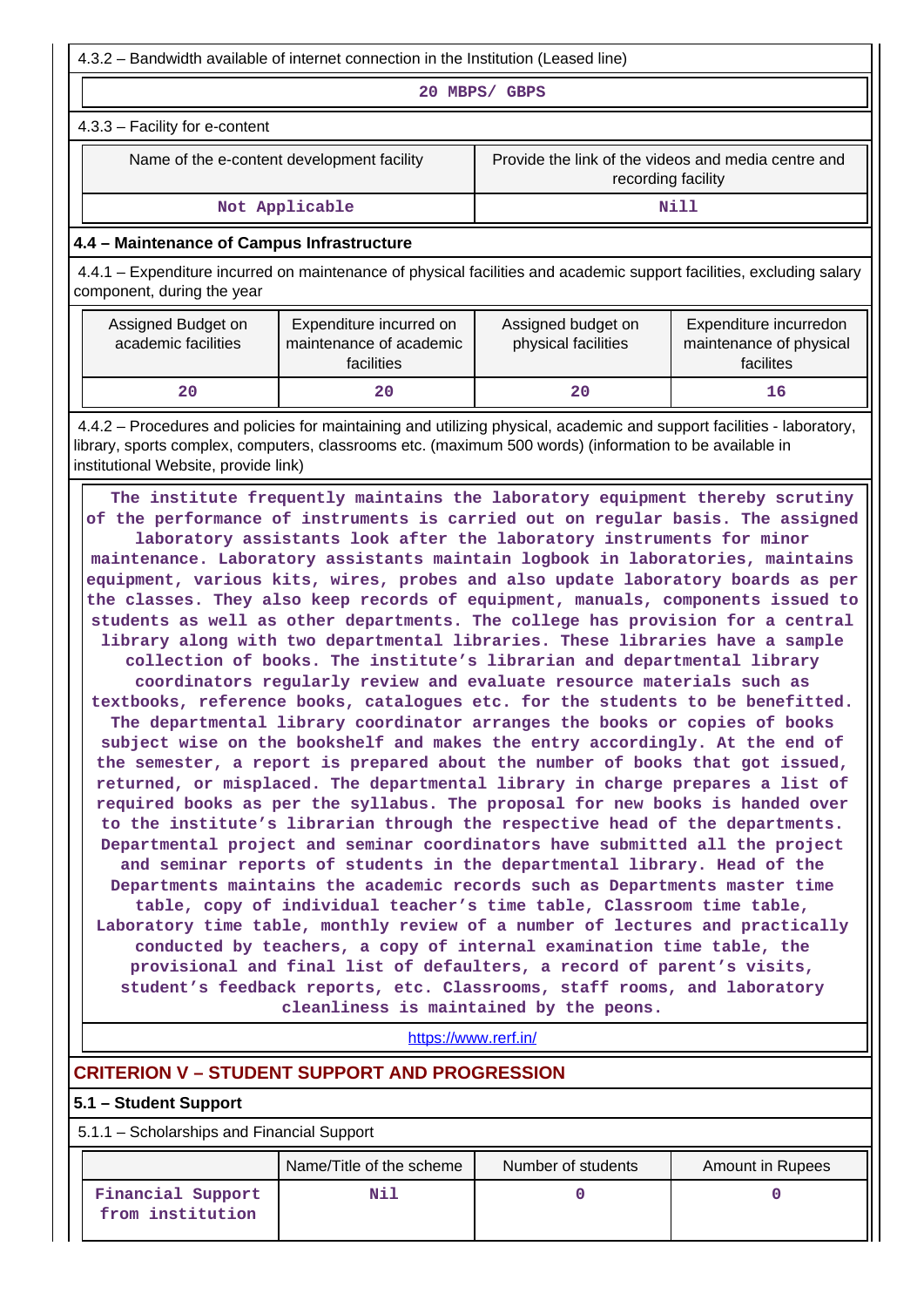4.3.2 – Bandwidth available of internet connection in the Institution (Leased line)

20 MBPS/ GBPS

4.3.3 – Facility for e-content

| Name of the e-content development facility | Provide the link of the videos and media centre and recording facility |
|---|---|
| Not Applicable | Nill |

### 4.4 – Maintenance of Campus Infrastructure

4.4.1 – Expenditure incurred on maintenance of physical facilities and academic support facilities, excluding salary component, during the year

| Assigned Budget on academic facilities | Expenditure incurred on maintenance of academic facilities | Assigned budget on physical facilities | Expenditure incurredon maintenance of physical facilites |
|---|---|---|---|
| 20 | 20 | 20 | 16 |

4.4.2 – Procedures and policies for maintaining and utilizing physical, academic and support facilities - laboratory, library, sports complex, computers, classrooms etc. (maximum 500 words) (information to be available in institutional Website, provide link)

The institute frequently maintains the laboratory equipment thereby scrutiny of the performance of instruments is carried out on regular basis. The assigned laboratory assistants look after the laboratory instruments for minor maintenance. Laboratory assistants maintain logbook in laboratories, maintains equipment, various kits, wires, probes and also update laboratory boards as per the classes. They also keep records of equipment, manuals, components issued to students as well as other departments. The college has provision for a central library along with two departmental libraries. These libraries have a sample collection of books. The institute's librarian and departmental library coordinators regularly review and evaluate resource materials such as textbooks, reference books, catalogues etc. for the students to be benefitted. The departmental library coordinator arranges the books or copies of books subject wise on the bookshelf and makes the entry accordingly. At the end of the semester, a report is prepared about the number of books that got issued, returned, or misplaced. The departmental library in charge prepares a list of required books as per the syllabus. The proposal for new books is handed over to the institute's librarian through the respective head of the departments. Departmental project and seminar coordinators have submitted all the project and seminar reports of students in the departmental library. Head of the Departments maintains the academic records such as Departments master time table, copy of individual teacher's time table, Classroom time table, Laboratory time table, monthly review of a number of lectures and practically conducted by teachers, a copy of internal examination time table, the provisional and final list of defaulters, a record of parent's visits, student's feedback reports, etc. Classrooms, staff rooms, and laboratory cleanliness is maintained by the peons.

https://www.rerf.in/

## CRITERION V – STUDENT SUPPORT AND PROGRESSION

### 5.1 – Student Support

5.1.1 – Scholarships and Financial Support

| | Name/Title of the scheme | Number of students | Amount in Rupees |
|---|---|---|---|
| Financial Support from institution | Nil | 0 | 0 |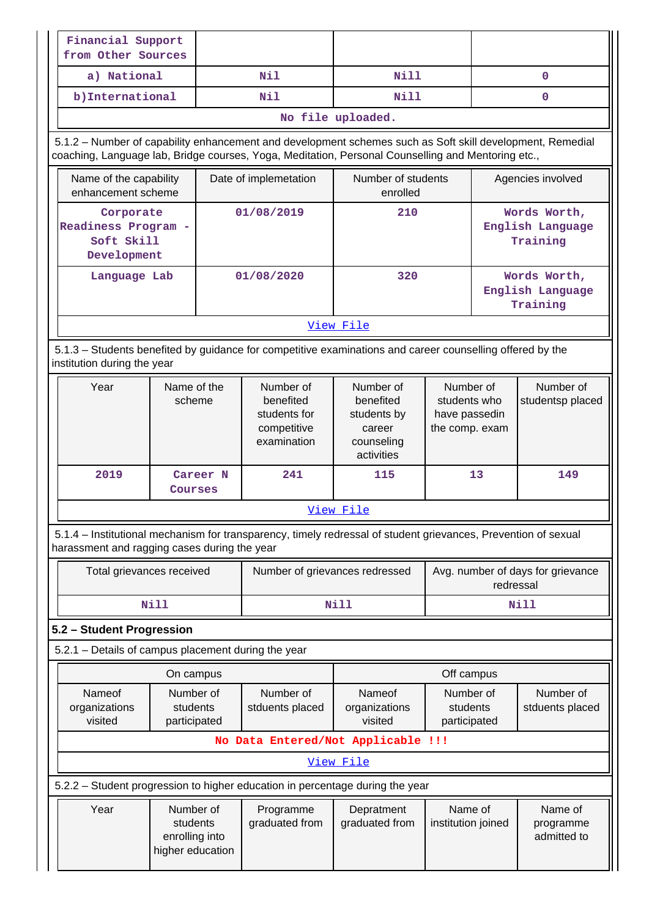| Financial Support from Other Sources | | | |
|---|---|---|---|
| a) National | Nil | Nill | 0 |
| b)International | Nil | Nill | 0 |
| No file uploaded. | | | |

5.1.2 – Number of capability enhancement and development schemes such as Soft skill development, Remedial coaching, Language lab, Bridge courses, Yoga, Meditation, Personal Counselling and Mentoring etc.,

| Name of the capability enhancement scheme | Date of implemetation | Number of students enrolled | Agencies involved |
|---|---|---|---|
| Corporate Readiness Program - Soft Skill Development | 01/08/2019 | 210 | Words Worth, English Language Training |
| Language Lab | 01/08/2020 | 320 | Words Worth, English Language Training |
| View File | | | |

5.1.3 – Students benefited by guidance for competitive examinations and career counselling offered by the institution during the year

| Year | Name of the scheme | Number of benefited students for competitive examination | Number of benefited students by career counseling activities | Number of students who have passedin the comp. exam | Number of studentsp placed |
|---|---|---|---|---|---|
| 2019 | Career N Courses | 241 | 115 | 13 | 149 |
| View File | | | | | |

5.1.4 – Institutional mechanism for transparency, timely redressal of student grievances, Prevention of sexual harassment and ragging cases during the year

| Total grievances received | Number of grievances redressed | Avg. number of days for grievance redressal |
|---|---|---|
| Nill | Nill | Nill |

**5.2 – Student Progression**

5.2.1 – Details of campus placement during the year

| On campus | | | Off campus | | |
|---|---|---|---|---|---|
| Nameof organizations visited | Number of students participated | Number of stduents placed | Nameof organizations visited | Number of students participated | Number of stduents placed |
| No Data Entered/Not Applicable !!! | | | | | |
| View File | | | | | |

5.2.2 – Student progression to higher education in percentage during the year

| Year | Number of students enrolling into higher education | Programme graduated from | Depratment graduated from | Name of institution joined | Name of programme admitted to |
|---|---|---|---|---|---|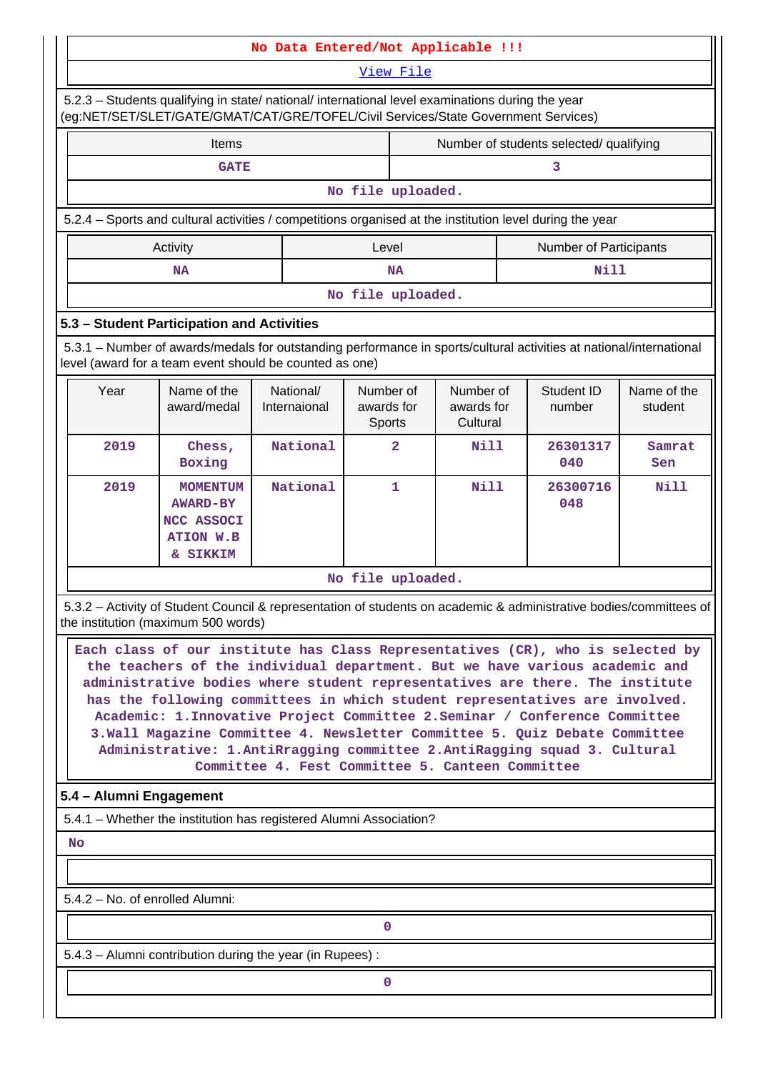No Data Entered/Not Applicable !!!

View File

5.2.3 – Students qualifying in state/ national/ international level examinations during the year (eg:NET/SET/SLET/GATE/GMAT/CAT/GRE/TOFEL/Civil Services/State Government Services)

| Items | Number of students selected/ qualifying |
|---|---|
| GATE | 3 |

No file uploaded.

5.2.4 – Sports and cultural activities / competitions organised at the institution level during the year

| Activity | Level | Number of Participants |
|---|---|---|
| NA | NA | Nill |

No file uploaded.

### 5.3 – Student Participation and Activities

5.3.1 – Number of awards/medals for outstanding performance in sports/cultural activities at national/international level (award for a team event should be counted as one)

| Year | Name of the award/medal | National/ Internaional | Number of awards for Sports | Number of awards for Cultural | Student ID number | Name of the student |
|---|---|---|---|---|---|---|
| 2019 | Chess, Boxing | National | 2 | Nill | 26301317040 | Samrat Sen |
| 2019 | MOMENTUM AWARD-BY NCC ASSOCIATION W.B & SIKKIM | National | 1 | Nill | 26300716048 | Nill |

No file uploaded.

5.3.2 – Activity of Student Council & representation of students on academic & administrative bodies/committees of the institution (maximum 500 words)

Each class of our institute has Class Representatives (CR), who is selected by the teachers of the individual department. But we have various academic and administrative bodies where student representatives are there. The institute has the following committees in which student representatives are involved. Academic: 1.Innovative Project Committee 2.Seminar / Conference Committee 3.Wall Magazine Committee 4. Newsletter Committee 5. Quiz Debate Committee Administrative: 1.AntiRragging committee 2.AntiRagging squad 3. Cultural Committee 4. Fest Committee 5. Canteen Committee

### 5.4 – Alumni Engagement

5.4.1 – Whether the institution has registered Alumni Association?

No

5.4.2 – No. of enrolled Alumni:

0

5.4.3 – Alumni contribution during the year (in Rupees) :

0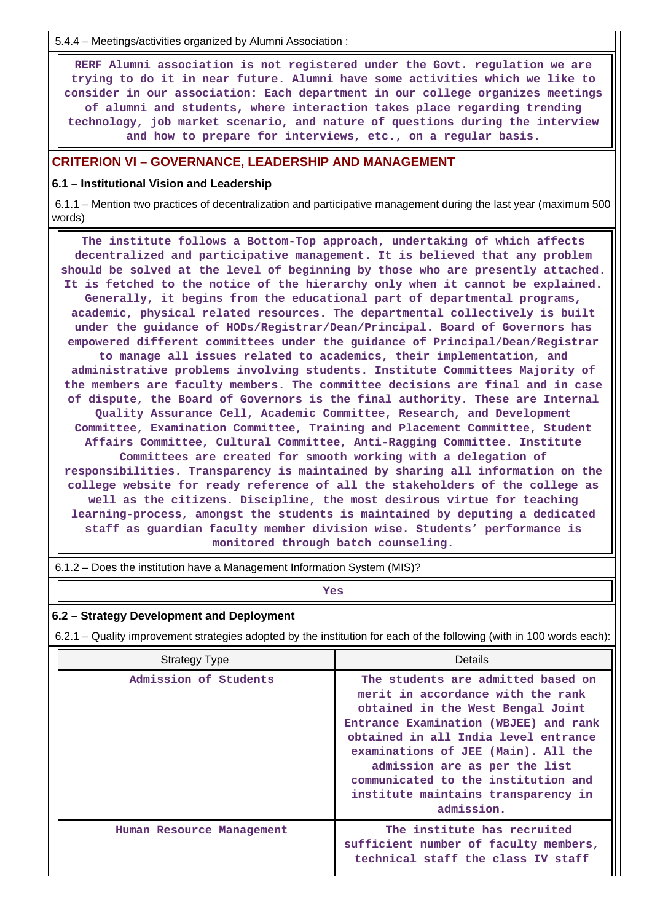5.4.4 – Meetings/activities organized by Alumni Association :

RERF Alumni association is not registered under the Govt. regulation we are trying to do it in near future. Alumni have some activities which we like to consider in our association: Each department in our college organizes meetings of alumni and students, where interaction takes place regarding trending technology, job market scenario, and nature of questions during the interview and how to prepare for interviews, etc., on a regular basis.

## CRITERION VI – GOVERNANCE, LEADERSHIP AND MANAGEMENT

### 6.1 – Institutional Vision and Leadership

6.1.1 – Mention two practices of decentralization and participative management during the last year (maximum 500 words)

The institute follows a Bottom-Top approach, undertaking of which affects decentralized and participative management. It is believed that any problem should be solved at the level of beginning by those who are presently attached. It is fetched to the notice of the hierarchy only when it cannot be explained. Generally, it begins from the educational part of departmental programs, academic, physical related resources. The departmental collectively is built under the guidance of HODs/Registrar/Dean/Principal. Board of Governors has empowered different committees under the guidance of Principal/Dean/Registrar to manage all issues related to academics, their implementation, and administrative problems involving students. Institute Committees Majority of the members are faculty members. The committee decisions are final and in case of dispute, the Board of Governors is the final authority. These are Internal Quality Assurance Cell, Academic Committee, Research, and Development Committee, Examination Committee, Training and Placement Committee, Student Affairs Committee, Cultural Committee, Anti-Ragging Committee. Institute Committees are created for smooth working with a delegation of responsibilities. Transparency is maintained by sharing all information on the college website for ready reference of all the stakeholders of the college as well as the citizens. Discipline, the most desirous virtue for teaching learning-process, amongst the students is maintained by deputing a dedicated staff as guardian faculty member division wise. Students' performance is monitored through batch counseling.

6.1.2 – Does the institution have a Management Information System (MIS)?

Yes

### 6.2 – Strategy Development and Deployment

6.2.1 – Quality improvement strategies adopted by the institution for each of the following (with in 100 words each):

| Strategy Type | Details |
|---|---|
| Admission of Students | The students are admitted based on merit in accordance with the rank obtained in the West Bengal Joint Entrance Examination (WBJEE) and rank obtained in all India level entrance examinations of JEE (Main). All the admission are as per the list communicated to the institution and institute maintains transparency in admission. |
| Human Resource Management | The institute has recruited sufficient number of faculty members, technical staff the class IV staff |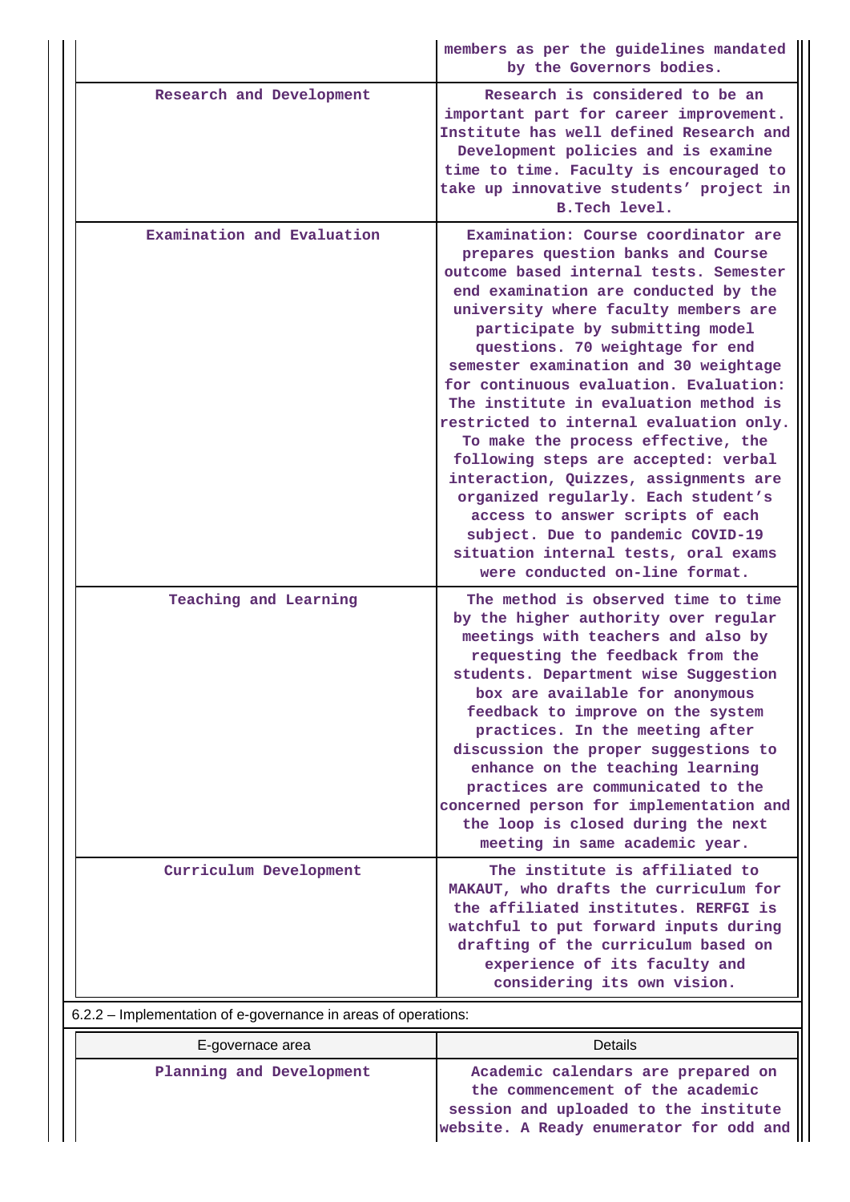| | |
|---|---|
| | members as per the guidelines mandated by the Governors bodies. |
| Research and Development | Research is considered to be an important part for career improvement. Institute has well defined Research and Development policies and is examine time to time. Faculty is encouraged to take up innovative students' project in B.Tech level. |
| Examination and Evaluation | Examination: Course coordinator are prepares question banks and Course outcome based internal tests. Semester end examination are conducted by the university where faculty members are participate by submitting model questions. 70 weightage for end semester examination and 30 weightage for continuous evaluation. Evaluation: The institute in evaluation method is restricted to internal evaluation only. To make the process effective, the following steps are accepted: verbal interaction, Quizzes, assignments are organized regularly. Each student's access to answer scripts of each subject. Due to pandemic COVID-19 situation internal tests, oral exams were conducted on-line format. |
| Teaching and Learning | The method is observed time to time by the higher authority over regular meetings with teachers and also by requesting the feedback from the students. Department wise Suggestion box are available for anonymous feedback to improve on the system practices. In the meeting after discussion the proper suggestions to enhance on the teaching learning practices are communicated to the concerned person for implementation and the loop is closed during the next meeting in same academic year. |
| Curriculum Development | The institute is affiliated to MAKAUT, who drafts the curriculum for the affiliated institutes. RERFGI is watchful to put forward inputs during drafting of the curriculum based on experience of its faculty and considering its own vision. |

6.2.2 – Implementation of e-governance in areas of operations:

| E-governace area | Details |
|---|---|
| Planning and Development | Academic calendars are prepared on the commencement of the academic session and uploaded to the institute website. A Ready enumerator for odd and |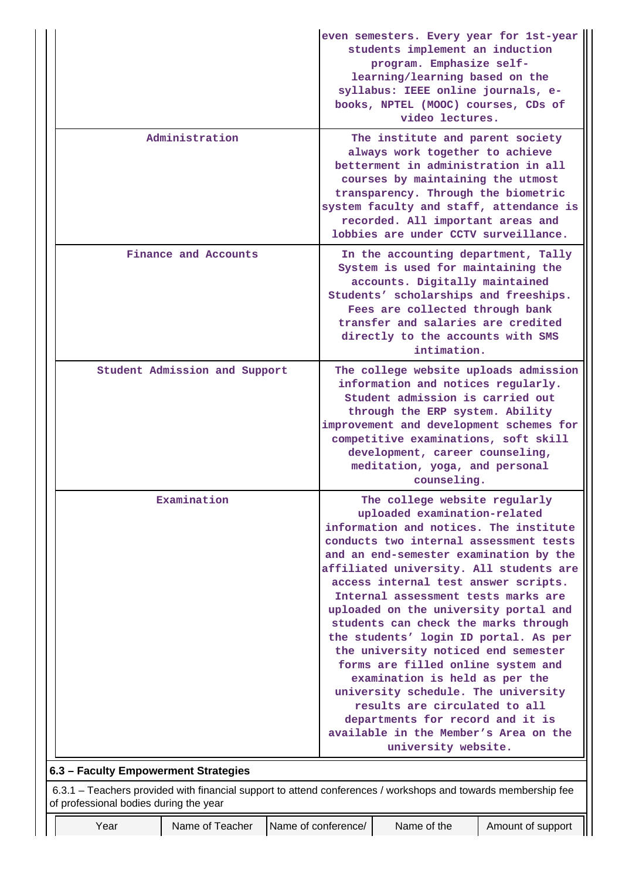| | |
|---|---|
| | even semesters. Every year for 1st-year students implement an induction program. Emphasize self-learning/learning based on the syllabus: IEEE online journals, e-books, NPTEL (MOOC) courses, CDs of video lectures. |
| Administration | The institute and parent society always work together to achieve betterment in administration in all courses by maintaining the utmost transparency. Through the biometric system faculty and staff, attendance is recorded. All important areas and lobbies are under CCTV surveillance. |
| Finance and Accounts | In the accounting department, Tally System is used for maintaining the accounts. Digitally maintained Students' scholarships and freeships. Fees are collected through bank transfer and salaries are credited directly to the accounts with SMS intimation. |
| Student Admission and Support | The college website uploads admission information and notices regularly. Student admission is carried out through the ERP system. Ability improvement and development schemes for competitive examinations, soft skill development, career counseling, meditation, yoga, and personal counseling. |
| Examination | The college website regularly uploaded examination-related information and notices. The institute conducts two internal assessment tests and an end-semester examination by the affiliated university. All students are access internal test answer scripts. Internal assessment tests marks are uploaded on the university portal and students can check the marks through the students' login ID portal. As per the university noticed end semester forms are filled online system and examination is held as per the university schedule. The university results are circulated to all departments for record and it is available in the Member's Area on the university website. |

**6.3 – Faculty Empowerment Strategies**

6.3.1 – Teachers provided with financial support to attend conferences / workshops and towards membership fee of professional bodies during the year

| Year | Name of Teacher | Name of conference/ | Name of the | Amount of support |
|---|---|---|---|---|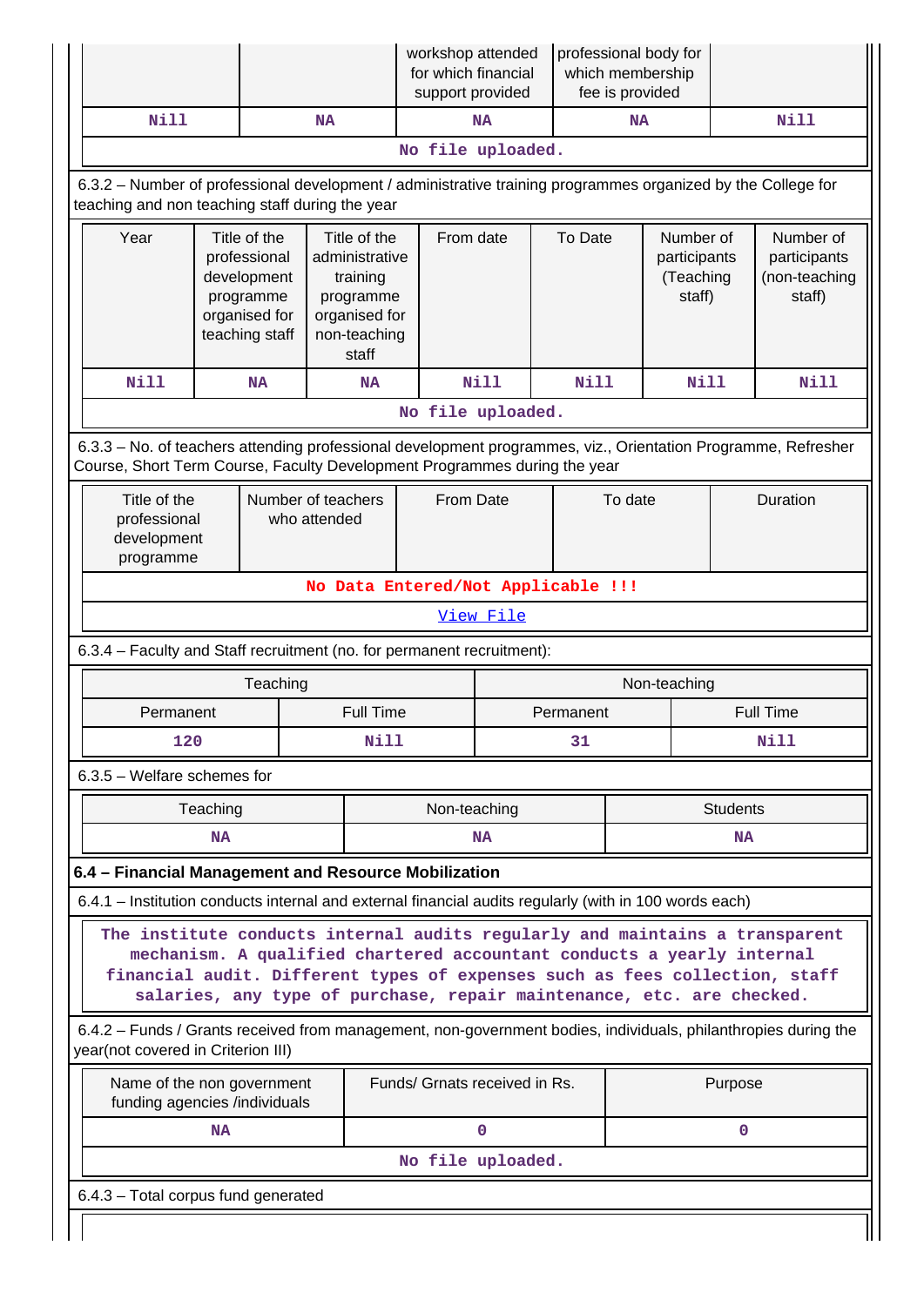| | | workshop attended for which financial support provided | professional body for which membership fee is provided | |
|---|---|---|---|---|
| Nill | NA | NA | NA | Nill |
| No file uploaded. | | | | |

6.3.2 – Number of professional development / administrative training programmes organized by the College for teaching and non teaching staff during the year

| Year | Title of the professional development programme organised for teaching staff | Title of the administrative training programme organised for non-teaching staff | From date | To Date | Number of participants (Teaching staff) | Number of participants (non-teaching staff) |
|---|---|---|---|---|---|---|
| Nill | NA | NA | Nill | Nill | Nill | Nill |
| No file uploaded. | | | | | | |

6.3.3 – No. of teachers attending professional development programmes, viz., Orientation Programme, Refresher Course, Short Term Course, Faculty Development Programmes during the year

| Title of the professional development programme | Number of teachers who attended | From Date | To date | Duration |
|---|---|---|---|---|
| No Data Entered/Not Applicable !!! | | | | |
| View File | | | | |

6.3.4 – Faculty and Staff recruitment (no. for permanent recruitment):

| Teaching | | Non-teaching | |
|---|---|---|---|
| Permanent | Full Time | Permanent | Full Time |
| 120 | Nill | 31 | Nill |

6.3.5 – Welfare schemes for

| Teaching | Non-teaching | Students |
|---|---|---|
| NA | NA | NA |

### 6.4 – Financial Management and Resource Mobilization

6.4.1 – Institution conducts internal and external financial audits regularly (with in 100 words each)

The institute conducts internal audits regularly and maintains a transparent mechanism. A qualified chartered accountant conducts a yearly internal financial audit. Different types of expenses such as fees collection, staff salaries, any type of purchase, repair maintenance, etc. are checked.

6.4.2 – Funds / Grants received from management, non-government bodies, individuals, philanthropies during the year(not covered in Criterion III)

| Name of the non government funding agencies /individuals | Funds/ Grnats received in Rs. | Purpose |
|---|---|---|
| NA | 0 | 0 |
| No file uploaded. | | |

6.4.3 – Total corpus fund generated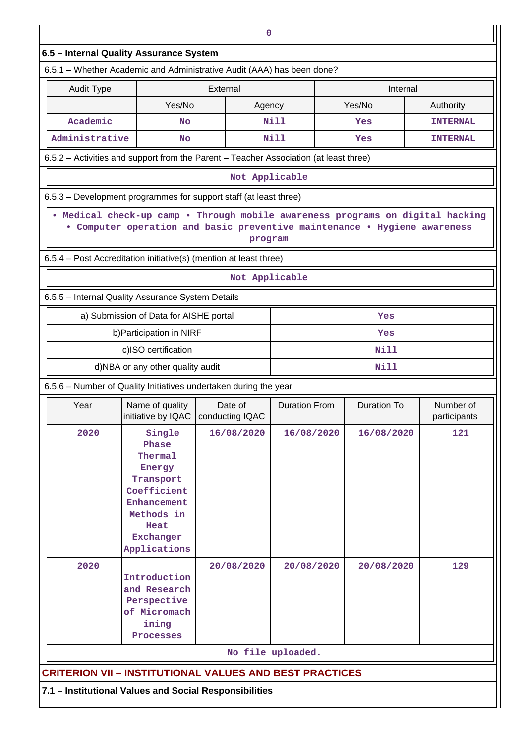0

### 6.5 – Internal Quality Assurance System

6.5.1 – Whether Academic and Administrative Audit (AAA) has been done?

| Audit Type | External | | Internal | |
|---|---|---|---|---|
| | Yes/No | Agency | Yes/No | Authority |
| Academic | No | Nill | Yes | INTERNAL |
| Administrative | No | Nill | Yes | INTERNAL |

6.5.2 – Activities and support from the Parent – Teacher Association (at least three)

Not Applicable

6.5.3 – Development programmes for support staff (at least three)

• Medical check-up camp • Through mobile awareness programs on digital hacking • Computer operation and basic preventive maintenance • Hygiene awareness program

6.5.4 – Post Accreditation initiative(s) (mention at least three)

Not Applicable

6.5.5 – Internal Quality Assurance System Details

| | |
|---|---|
| a) Submission of Data for AISHE portal | Yes |
| b)Participation in NIRF | Yes |
| c)ISO certification | Nill |
| d)NBA or any other quality audit | Nill |

6.5.6 – Number of Quality Initiatives undertaken during the year

| Year | Name of quality initiative by IQAC | Date of conducting IQAC | Duration From | Duration To | Number of participants |
|---|---|---|---|---|---|
| 2020 | Single Phase Thermal Energy Transport Coefficient Enhancement Methods in Heat Exchanger Applications | 16/08/2020 | 16/08/2020 | 16/08/2020 | 121 |
| 2020 | Introduction and Research Perspective of Micromachining Processes | 20/08/2020 | 20/08/2020 | 20/08/2020 | 129 |

No file uploaded.

## CRITERION VII – INSTITUTIONAL VALUES AND BEST PRACTICES

### 7.1 – Institutional Values and Social Responsibilities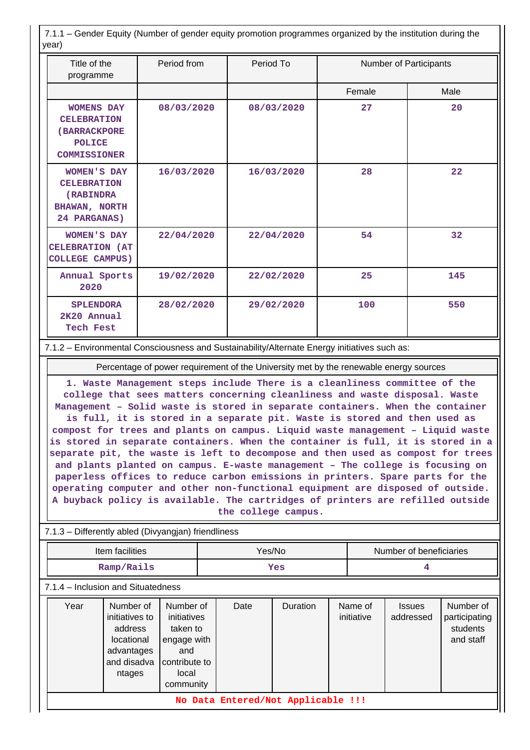7.1.1 – Gender Equity (Number of gender equity promotion programmes organized by the institution during the year)

| Title of the programme | Period from | Period To | Number of Participants | |
|---|---|---|---|---|
| | | | Female | Male |
| WOMENS DAY CELEBRATION (BARRACKPORE POLICE COMMISSIONER | 08/03/2020 | 08/03/2020 | 27 | 20 |
| WOMEN'S DAY CELEBRATION (RABINDRA BHAWAN, NORTH 24 PARGANAS) | 16/03/2020 | 16/03/2020 | 28 | 22 |
| WOMEN'S DAY CELEBRATION (AT COLLEGE CAMPUS) | 22/04/2020 | 22/04/2020 | 54 | 32 |
| Annual Sports 2020 | 19/02/2020 | 22/02/2020 | 25 | 145 |
| SPLENDORA 2K20 Annual Tech Fest | 28/02/2020 | 29/02/2020 | 100 | 550 |

7.1.2 – Environmental Consciousness and Sustainability/Alternate Energy initiatives such as:

| Percentage of power requirement of the University met by the renewable energy sources |
|---|
| 1. Waste Management steps include There is a cleanliness committee of the college that sees matters concerning cleanliness and waste disposal. Waste Management – Solid waste is stored in separate containers. When the container is full, it is stored in a separate pit. Waste is stored and then used as compost for trees and plants on campus. Liquid waste management – Liquid waste is stored in separate containers. When the container is full, it is stored in a separate pit, the waste is left to decompose and then used as compost for trees and plants planted on campus. E-waste management – The college is focusing on paperless offices to reduce carbon emissions in printers. Spare parts for the operating computer and other non-functional equipment are disposed of outside. A buyback policy is available. The cartridges of printers are refilled outside the college campus. |

7.1.3 – Differently abled (Divyangjan) friendliness

| Item facilities | Yes/No | Number of beneficiaries |
|---|---|---|
| Ramp/Rails | Yes | 4 |

7.1.4 – Inclusion and Situatedness

| Year | Number of initiatives to address locational advantages and disadvantages | Number of initiatives taken to engage with and contribute to local community | Date | Duration | Name of initiative | Issues addressed | Number of participating students and staff |
|---|---|---|---|---|---|---|---|
| No Data Entered/Not Applicable !!! | | | | | | | |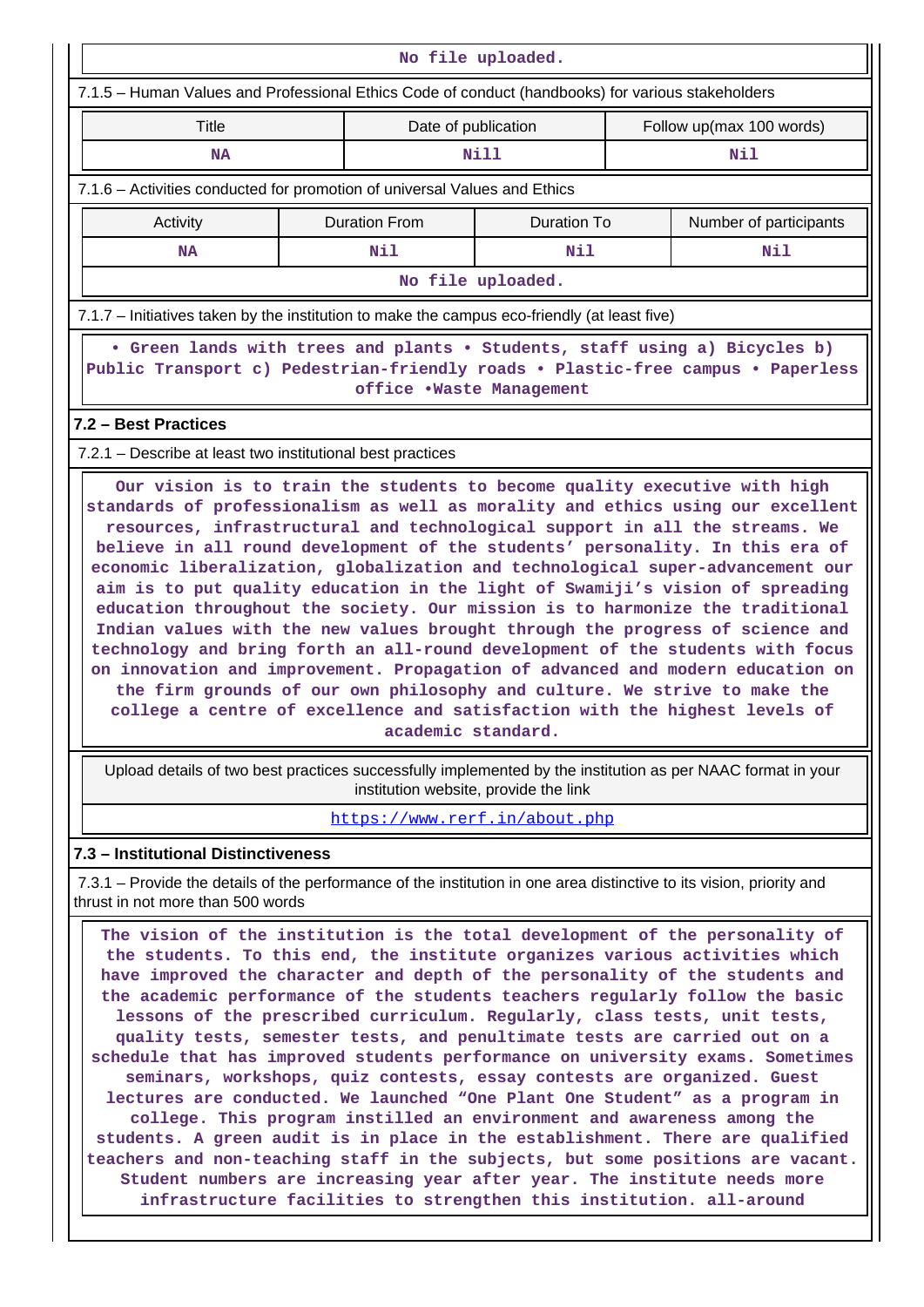No file uploaded.

7.1.5 – Human Values and Professional Ethics Code of conduct (handbooks) for various stakeholders

| Title | Date of publication | Follow up(max 100 words) |
|---|---|---|
| NA | Nill | Nil |

7.1.6 – Activities conducted for promotion of universal Values and Ethics

| Activity | Duration From | Duration To | Number of participants |
|---|---|---|---|
| NA | Nil | Nil | Nil |

No file uploaded.

7.1.7 – Initiatives taken by the institution to make the campus eco-friendly (at least five)

• Green lands with trees and plants • Students, staff using a) Bicycles b) Public Transport c) Pedestrian-friendly roads • Plastic-free campus • Paperless office •Waste Management

## 7.2 – Best Practices

7.2.1 – Describe at least two institutional best practices

Our vision is to train the students to become quality executive with high standards of professionalism as well as morality and ethics using our excellent resources, infrastructural and technological support in all the streams. We believe in all round development of the students' personality. In this era of economic liberalization, globalization and technological super-advancement our aim is to put quality education in the light of Swamiji's vision of spreading education throughout the society. Our mission is to harmonize the traditional Indian values with the new values brought through the progress of science and technology and bring forth an all-round development of the students with focus on innovation and improvement. Propagation of advanced and modern education on the firm grounds of our own philosophy and culture. We strive to make the college a centre of excellence and satisfaction with the highest levels of academic standard.

Upload details of two best practices successfully implemented by the institution as per NAAC format in your institution website, provide the link

https://www.rerf.in/about.php

## 7.3 – Institutional Distinctiveness

7.3.1 – Provide the details of the performance of the institution in one area distinctive to its vision, priority and thrust in not more than 500 words

The vision of the institution is the total development of the personality of the students. To this end, the institute organizes various activities which have improved the character and depth of the personality of the students and the academic performance of the students teachers regularly follow the basic lessons of the prescribed curriculum. Regularly, class tests, unit tests, quality tests, semester tests, and penultimate tests are carried out on a schedule that has improved students performance on university exams. Sometimes seminars, workshops, quiz contests, essay contests are organized. Guest lectures are conducted. We launched "One Plant One Student" as a program in college. This program instilled an environment and awareness among the students. A green audit is in place in the establishment. There are qualified teachers and non-teaching staff in the subjects, but some positions are vacant. Student numbers are increasing year after year. The institute needs more infrastructure facilities to strengthen this institution. all-around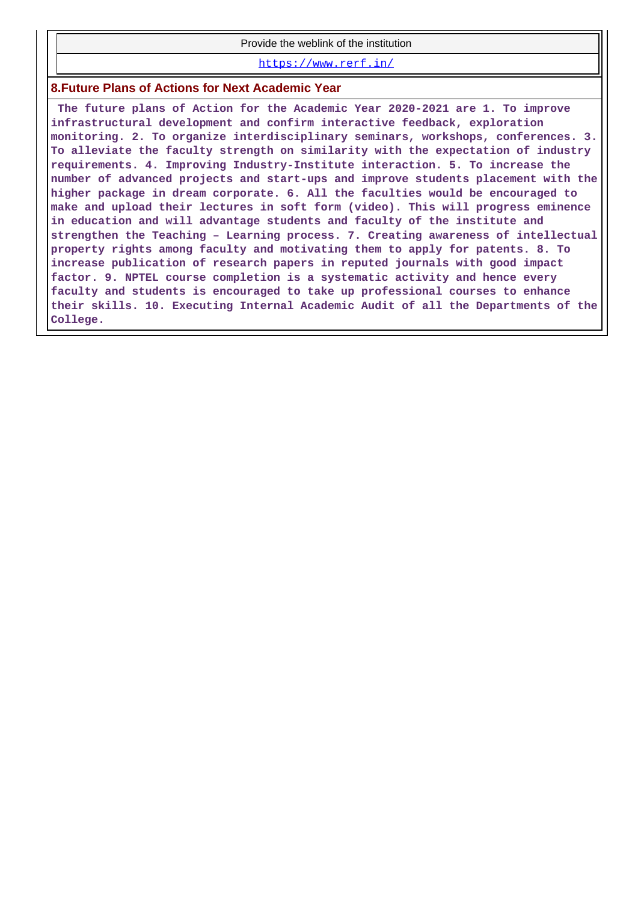| Provide the weblink of the institution |
| --- |
| https://www.rerf.in/ |

## 8.Future Plans of Actions for Next Academic Year

The future plans of Action for the Academic Year 2020-2021 are 1. To improve infrastructural development and confirm interactive feedback, exploration monitoring. 2. To organize interdisciplinary seminars, workshops, conferences. 3. To alleviate the faculty strength on similarity with the expectation of industry requirements. 4. Improving Industry-Institute interaction. 5. To increase the number of advanced projects and start-ups and improve students placement with the higher package in dream corporate. 6. All the faculties would be encouraged to make and upload their lectures in soft form (video). This will progress eminence in education and will advantage students and faculty of the institute and strengthen the Teaching – Learning process. 7. Creating awareness of intellectual property rights among faculty and motivating them to apply for patents. 8. To increase publication of research papers in reputed journals with good impact factor. 9. NPTEL course completion is a systematic activity and hence every faculty and students is encouraged to take up professional courses to enhance their skills. 10. Executing Internal Academic Audit of all the Departments of the College.